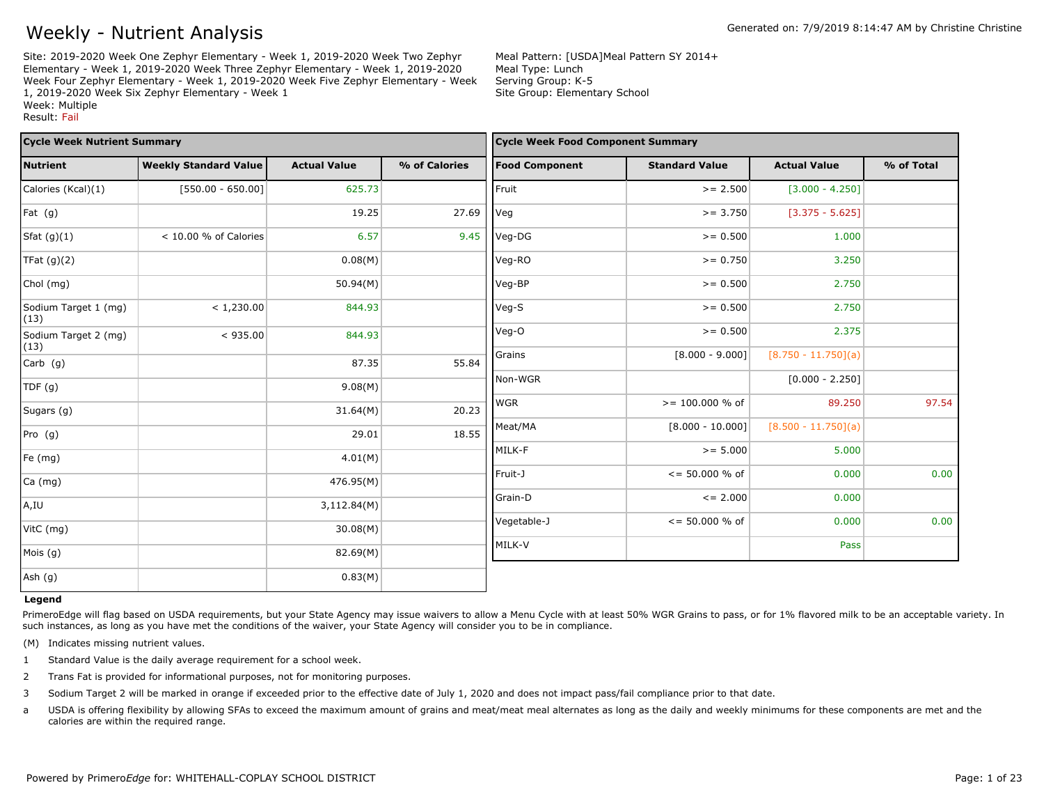# Weekly - Nutrient Analysis

Generated on: 7/9/2019 8:14:47 AM by Christine Christine

Site: 2019-2020 Week One Zephyr Elementary - Week 1, 2019-2020 Week Two Zephyr Elementary - Week 1, 2019-2020 Week Three Zephyr Elementary - Week 1, 2019-2020 Week Four Zephyr Elementary - Week 1, 2019-2020 Week Five Zephyr Elementary - Week 1, 2019-2020 Week Six Zephyr Elementary - Week 1
Week: Multiple
Result: Fail

Meal Pattern: [USDA]Meal Pattern SY 2014+
Meal Type: Lunch
Serving Group: K-5
Site Group: Elementary School

**Cycle Week Nutrient Summary**

| Nutrient | Weekly Standard Value | Actual Value | % of Calories |
|---|---|---|---|
| Calories (Kcal)(1) | [550.00 - 650.00] | 625.73 | |
| Fat (g) | | 19.25 | 27.69 |
| Sfat (g)(1) | < 10.00 % of Calories | 6.57 | 9.45 |
| TFat (g)(2) | | 0.08(M) | |
| Chol (mg) | | 50.94(M) | |
| Sodium Target 1 (mg) (13) | < 1,230.00 | 844.93 | |
| Sodium Target 2 (mg) (13) | < 935.00 | 844.93 | |
| Carb (g) | | 87.35 | 55.84 |
| TDF (g) | | 9.08(M) | |
| Sugars (g) | | 31.64(M) | 20.23 |
| Pro (g) | | 29.01 | 18.55 |
| Fe (mg) | | 4.01(M) | |
| Ca (mg) | | 476.95(M) | |
| A,IU | | 3,112.84(M) | |
| VitC (mg) | | 30.08(M) | |
| Mois (g) | | 82.69(M) | |
| Ash (g) | | 0.83(M) | |

**Cycle Week Food Component Summary**

| Food Component | Standard Value | Actual Value | % of Total |
|---|---|---|---|
| Fruit | >= 2.500 | [3.000 - 4.250] | |
| Veg | >= 3.750 | [3.375 - 5.625] | |
| Veg-DG | >= 0.500 | 1.000 | |
| Veg-RO | >= 0.750 | 3.250 | |
| Veg-BP | >= 0.500 | 2.750 | |
| Veg-S | >= 0.500 | 2.750 | |
| Veg-O | >= 0.500 | 2.375 | |
| Grains | [8.000 - 9.000] | [8.750 - 11.750](a) | |
| Non-WGR | | [0.000 - 2.250] | |
| WGR | >= 100.000 % of | 89.250 | 97.54 |
| Meat/MA | [8.000 - 10.000] | [8.500 - 11.750](a) | |
| MILK-F | >= 5.000 | 5.000 | |
| Fruit-J | <= 50.000 % of | 0.000 | 0.00 |
| Grain-D | <= 2.000 | 0.000 | |
| Vegetable-J | <= 50.000 % of | 0.000 | 0.00 |
| MILK-V | | Pass | |

**Legend**

PrimeroEdge will flag based on USDA requirements, but your State Agency may issue waivers to allow a Menu Cycle with at least 50% WGR Grains to pass, or for 1% flavored milk to be an acceptable variety. In such instances, as long as you have met the conditions of the waiver, your State Agency will consider you to be in compliance.

(M) Indicates missing nutrient values.

1 Standard Value is the daily average requirement for a school week.

2 Trans Fat is provided for informational purposes, not for monitoring purposes.

3 Sodium Target 2 will be marked in orange if exceeded prior to the effective date of July 1, 2020 and does not impact pass/fail compliance prior to that date.

a USDA is offering flexibility by allowing SFAs to exceed the maximum amount of grains and meat/meat meal alternates as long as the daily and weekly minimums for these components are met and the calories are within the required range.

Powered by Primero*Edge* for: WHITEHALL-COPLAY SCHOOL DISTRICT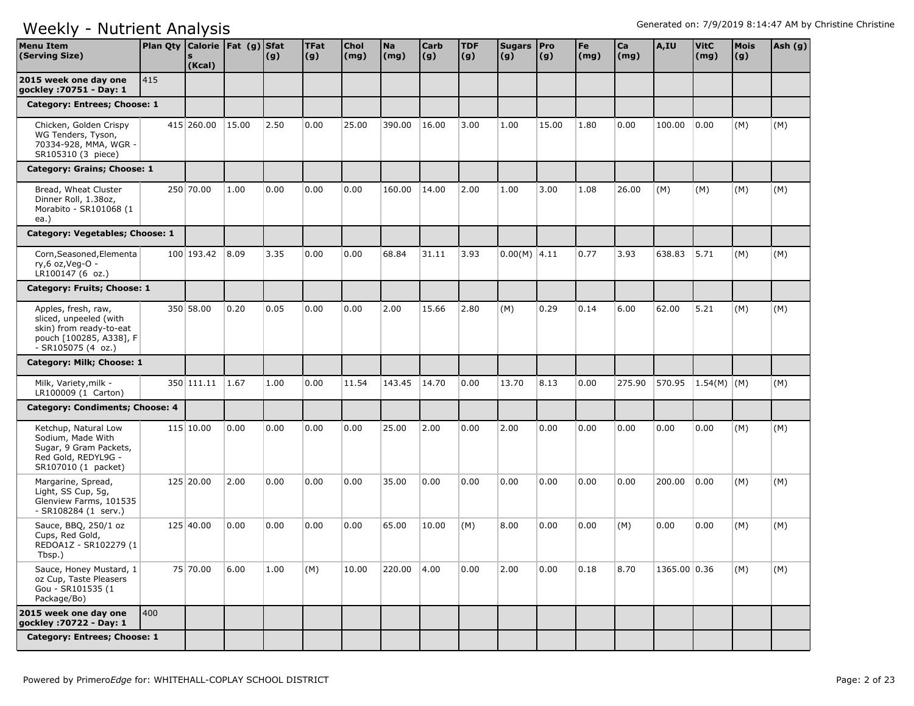# Weekly - Nutrient Analysis

Generated on: 7/9/2019 8:14:47 AM by Christine Christine

| Menu Item (Serving Size) | Plan Qty | Calories (Kcal) | Fat (g) | Sfat (g) | TFat (g) | Chol (mg) | Na (mg) | Carb (g) | TDF (g) | Sugars (g) | Pro (g) | Fe (mg) | Ca (mg) | A,IU | VitC (mg) | Mois (g) | Ash (g) |
|---|---|---|---|---|---|---|---|---|---|---|---|---|---|---|---|---|---|
| **2015 week one day one gockley :70751 - Day: 1** | 415 | | | | | | | | | | | | | | | | |
| **Category: Entrees; Choose: 1** | | | | | | | | | | | | | | | | | |
| Chicken, Golden Crispy WG Tenders, Tyson, 70334-928, MMA, WGR - SR105310 (3 piece) | 415 | 260.00 | 15.00 | 2.50 | 0.00 | 25.00 | 390.00 | 16.00 | 3.00 | 1.00 | 15.00 | 1.80 | 0.00 | 100.00 | 0.00 | (M) | (M) |
| **Category: Grains; Choose: 1** | | | | | | | | | | | | | | | | | |
| Bread, Wheat Cluster Dinner Roll, 1.38oz, Morabito - SR101068 (1 ea.) | 250 | 70.00 | 1.00 | 0.00 | 0.00 | 0.00 | 160.00 | 14.00 | 2.00 | 1.00 | 3.00 | 1.08 | 26.00 | (M) | (M) | (M) | (M) |
| **Category: Vegetables; Choose: 1** | | | | | | | | | | | | | | | | | |
| Corn,Seasoned,Elementary,6 oz,Veg-O - LR100147 (6 oz.) | 100 | 193.42 | 8.09 | 3.35 | 0.00 | 0.00 | 68.84 | 31.11 | 3.93 | 0.00(M) | 4.11 | 0.77 | 3.93 | 638.83 | 5.71 | (M) | (M) |
| **Category: Fruits; Choose: 1** | | | | | | | | | | | | | | | | | |
| Apples, fresh, raw, sliced, unpeeled (with skin) from ready-to-eat pouch [100285, A338], F - SR105075 (4 oz.) | 350 | 58.00 | 0.20 | 0.05 | 0.00 | 0.00 | 2.00 | 15.66 | 2.80 | (M) | 0.29 | 0.14 | 6.00 | 62.00 | 5.21 | (M) | (M) |
| **Category: Milk; Choose: 1** | | | | | | | | | | | | | | | | | |
| Milk, Variety,milk - LR100009 (1 Carton) | 350 | 111.11 | 1.67 | 1.00 | 0.00 | 11.54 | 143.45 | 14.70 | 0.00 | 13.70 | 8.13 | 0.00 | 275.90 | 570.95 | 1.54(M) | (M) | (M) |
| **Category: Condiments; Choose: 4** | | | | | | | | | | | | | | | | | |
| Ketchup, Natural Low Sodium, Made With Sugar, 9 Gram Packets, Red Gold, REDYL9G - SR107010 (1 packet) | 115 | 10.00 | 0.00 | 0.00 | 0.00 | 0.00 | 25.00 | 2.00 | 0.00 | 2.00 | 0.00 | 0.00 | 0.00 | 0.00 | 0.00 | (M) | (M) |
| Margarine, Spread, Light, SS Cup, 5g, Glenview Farms, 101535 - SR108284 (1 serv.) | 125 | 20.00 | 2.00 | 0.00 | 0.00 | 0.00 | 35.00 | 0.00 | 0.00 | 0.00 | 0.00 | 0.00 | 0.00 | 200.00 | 0.00 | (M) | (M) |
| Sauce, BBQ, 250/1 oz Cups, Red Gold, REDOA1Z - SR102279 (1 Tbsp.) | 125 | 40.00 | 0.00 | 0.00 | 0.00 | 0.00 | 65.00 | 10.00 | (M) | 8.00 | 0.00 | 0.00 | (M) | 0.00 | 0.00 | (M) | (M) |
| Sauce, Honey Mustard, 1 oz Cup, Taste Pleasers Gou - SR101535 (1 Package/Bo) | 75 | 70.00 | 6.00 | 1.00 | (M) | 10.00 | 220.00 | 4.00 | 0.00 | 2.00 | 0.00 | 0.18 | 8.70 | 1365.00 | 0.36 | (M) | (M) |
| **2015 week one day one gockley :70722 - Day: 1** | 400 | | | | | | | | | | | | | | | | |
| **Category: Entrees; Choose: 1** | | | | | | | | | | | | | | | | | |

Powered by PrimeroEdge for: WHITEHALL-COPLAY SCHOOL DISTRICT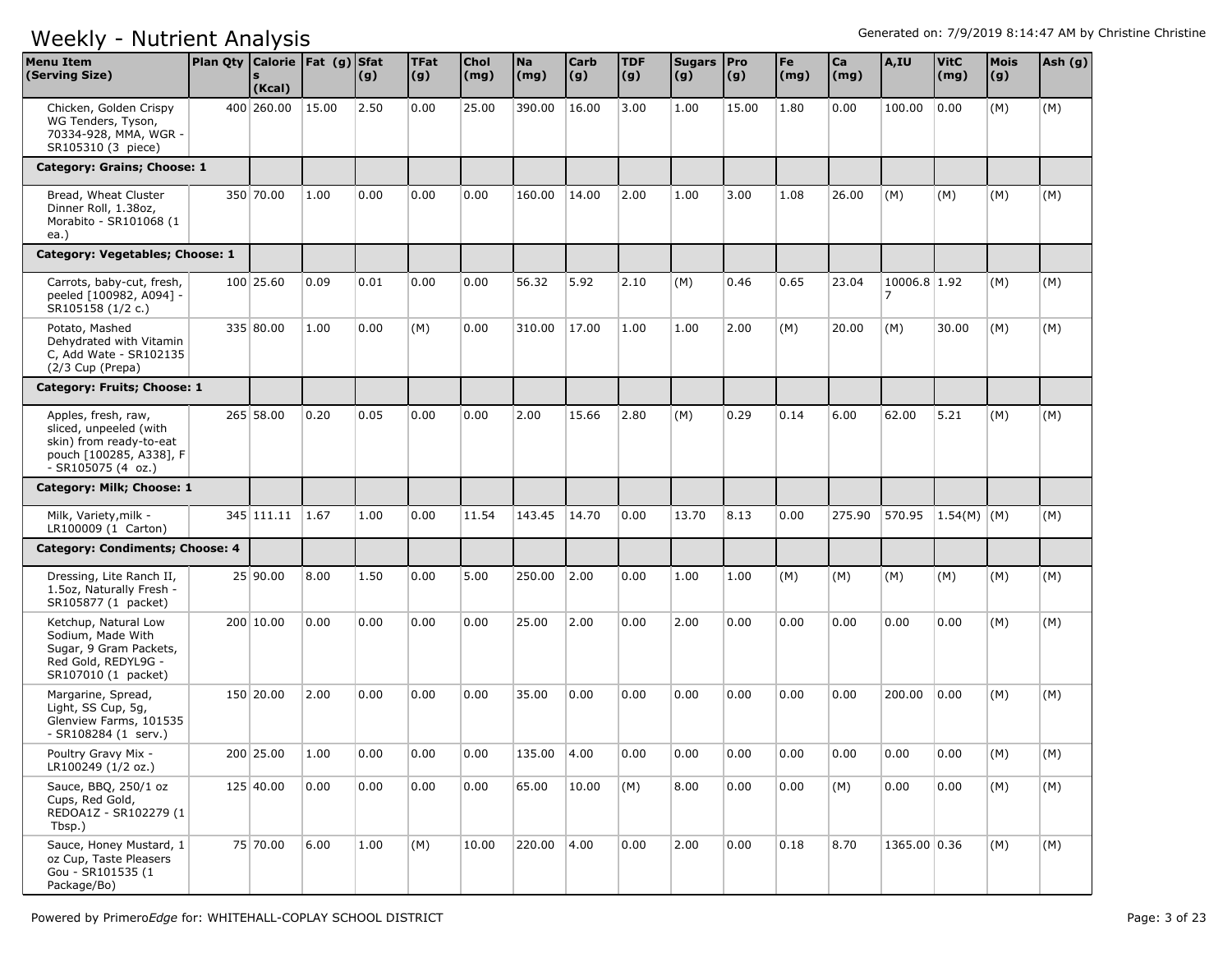# Weekly - Nutrient Analysis

Generated on: 7/9/2019 8:14:47 AM by Christine Christine

| Menu Item (Serving Size) | Plan Qty | Calories (Kcal) | Fat (g) | Sfat (g) | TFat (g) | Chol (mg) | Na (mg) | Carb (g) | TDF (g) | Sugars (g) | Pro (g) | Fe (mg) | Ca (mg) | A,IU | VitC (mg) | Mois (g) | Ash (g) |
|---|---|---|---|---|---|---|---|---|---|---|---|---|---|---|---|---|---|
| Chicken, Golden Crispy WG Tenders, Tyson, 70334-928, MMA, WGR - SR105310 (3 piece) | 400 | 260.00 | 15.00 | 2.50 | 0.00 | 25.00 | 390.00 | 16.00 | 3.00 | 1.00 | 15.00 | 1.80 | 0.00 | 100.00 | 0.00 | (M) | (M) |
| **Category: Grains; Choose: 1** | | | | | | | | | | | | | | | | | |
| Bread, Wheat Cluster Dinner Roll, 1.38oz, Morabito - SR101068 (1 ea.) | 350 | 70.00 | 1.00 | 0.00 | 0.00 | 0.00 | 160.00 | 14.00 | 2.00 | 1.00 | 3.00 | 1.08 | 26.00 | (M) | (M) | (M) | (M) |
| **Category: Vegetables; Choose: 1** | | | | | | | | | | | | | | | | | |
| Carrots, baby-cut, fresh, peeled [100982, A094] - SR105158 (1/2 c.) | 100 | 25.60 | 0.09 | 0.01 | 0.00 | 0.00 | 56.32 | 5.92 | 2.10 | (M) | 0.46 | 0.65 | 23.04 | 10006.87 | 1.92 | (M) | (M) |
| Potato, Mashed Dehydrated with Vitamin C, Add Wate - SR102135 (2/3 Cup (Prepa) | 335 | 80.00 | 1.00 | 0.00 | (M) | 0.00 | 310.00 | 17.00 | 1.00 | 1.00 | 2.00 | (M) | 20.00 | (M) | 30.00 | (M) | (M) |
| **Category: Fruits; Choose: 1** | | | | | | | | | | | | | | | | | |
| Apples, fresh, raw, sliced, unpeeled (with skin) from ready-to-eat pouch [100285, A338], F - SR105075 (4 oz.) | 265 | 58.00 | 0.20 | 0.05 | 0.00 | 0.00 | 2.00 | 15.66 | 2.80 | (M) | 0.29 | 0.14 | 6.00 | 62.00 | 5.21 | (M) | (M) |
| **Category: Milk; Choose: 1** | | | | | | | | | | | | | | | | | |
| Milk, Variety,milk - LR100009 (1 Carton) | 345 | 111.11 | 1.67 | 1.00 | 0.00 | 11.54 | 143.45 | 14.70 | 0.00 | 13.70 | 8.13 | 0.00 | 275.90 | 570.95 | 1.54(M) | (M) | (M) |
| **Category: Condiments; Choose: 4** | | | | | | | | | | | | | | | | | |
| Dressing, Lite Ranch II, 1.5oz, Naturally Fresh - SR105877 (1 packet) | 25 | 90.00 | 8.00 | 1.50 | 0.00 | 5.00 | 250.00 | 2.00 | 0.00 | 1.00 | 1.00 | (M) | (M) | (M) | (M) | (M) | (M) |
| Ketchup, Natural Low Sodium, Made With Sugar, 9 Gram Packets, Red Gold, REDYL9G - SR107010 (1 packet) | 200 | 10.00 | 0.00 | 0.00 | 0.00 | 0.00 | 25.00 | 2.00 | 0.00 | 2.00 | 0.00 | 0.00 | 0.00 | 0.00 | 0.00 | (M) | (M) |
| Margarine, Spread, Light, SS Cup, 5g, Glenview Farms, 101535 - SR108284 (1 serv.) | 150 | 20.00 | 2.00 | 0.00 | 0.00 | 0.00 | 35.00 | 0.00 | 0.00 | 0.00 | 0.00 | 0.00 | 0.00 | 200.00 | 0.00 | (M) | (M) |
| Poultry Gravy Mix - LR100249 (1/2 oz.) | 200 | 25.00 | 1.00 | 0.00 | 0.00 | 0.00 | 135.00 | 4.00 | 0.00 | 0.00 | 0.00 | 0.00 | 0.00 | 0.00 | 0.00 | (M) | (M) |
| Sauce, BBQ, 250/1 oz Cups, Red Gold, REDOA1Z - SR102279 (1 Tbsp.) | 125 | 40.00 | 0.00 | 0.00 | 0.00 | 0.00 | 65.00 | 10.00 | (M) | 8.00 | 0.00 | 0.00 | (M) | 0.00 | 0.00 | (M) | (M) |
| Sauce, Honey Mustard, 1 oz Cup, Taste Pleasers Gou - SR101535 (1 Package/Bo) | 75 | 70.00 | 6.00 | 1.00 | (M) | 10.00 | 220.00 | 4.00 | 0.00 | 2.00 | 0.00 | 0.18 | 8.70 | 1365.00 | 0.36 | (M) | (M) |

Powered by Primero*Edge* for: WHITEHALL-COPLAY SCHOOL DISTRICT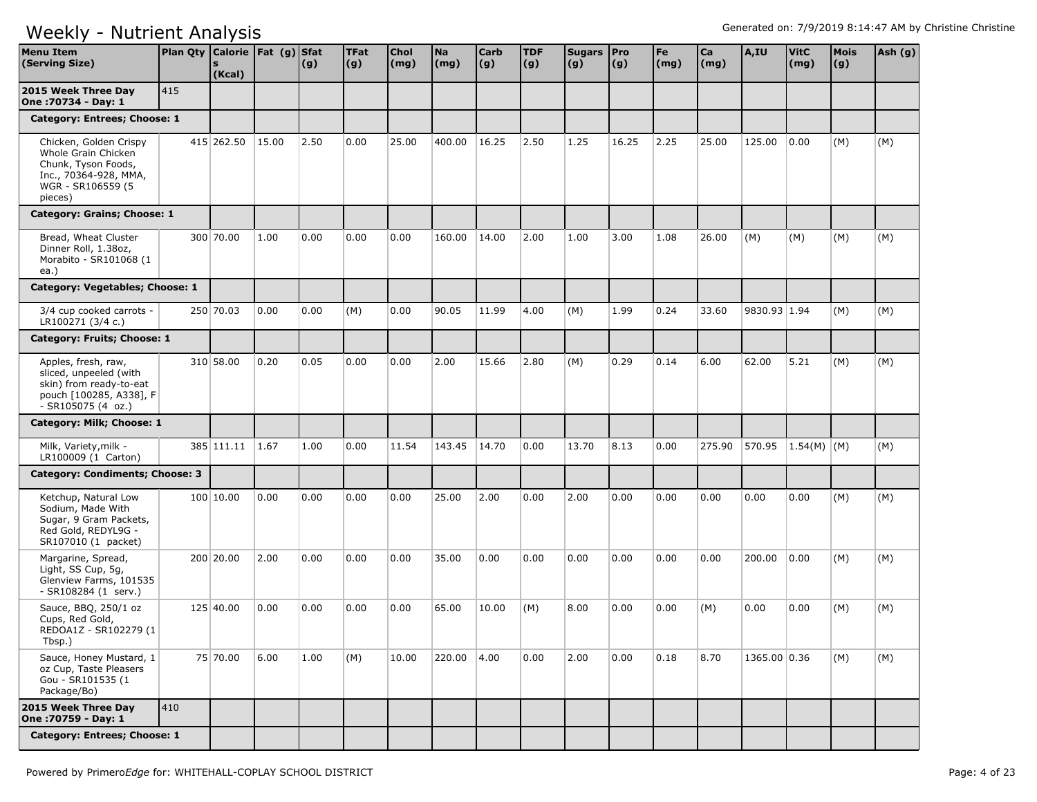# Weekly - Nutrient Analysis

Generated on: 7/9/2019 8:14:47 AM by Christine Christine

| Menu Item (Serving Size) | Plan Qty | Calories (Kcal) | Fat (g) | Sfat (g) | TFat (g) | Chol (mg) | Na (mg) | Carb (g) | TDF (g) | Sugars (g) | Pro (g) | Fe (mg) | Ca (mg) | A,IU | VitC (mg) | Mois (g) | Ash (g) |
|---|---|---|---|---|---|---|---|---|---|---|---|---|---|---|---|---|---|
| **2015 Week Three Day One :70734 - Day: 1** | 415 | | | | | | | | | | | | | | | | |
| **Category: Entrees; Choose: 1** | | | | | | | | | | | | | | | | | |
| Chicken, Golden Crispy Whole Grain Chicken Chunk, Tyson Foods, Inc., 70364-928, MMA, WGR - SR106559 (5 pieces) | | 415 262.50 | 15.00 | 2.50 | 0.00 | 25.00 | 400.00 | 16.25 | 2.50 | 1.25 | 16.25 | 2.25 | 25.00 | 125.00 | 0.00 | (M) | (M) |
| **Category: Grains; Choose: 1** | | | | | | | | | | | | | | | | | |
| Bread, Wheat Cluster Dinner Roll, 1.38oz, Morabito - SR101068 (1 ea.) | | 300 70.00 | 1.00 | 0.00 | 0.00 | 0.00 | 160.00 | 14.00 | 2.00 | 1.00 | 3.00 | 1.08 | 26.00 | (M) | (M) | (M) | (M) |
| **Category: Vegetables; Choose: 1** | | | | | | | | | | | | | | | | | |
| 3/4 cup cooked carrots - LR100271 (3/4 c.) | | 250 70.03 | 0.00 | 0.00 | (M) | 0.00 | 90.05 | 11.99 | 4.00 | (M) | 1.99 | 0.24 | 33.60 | 9830.93 | 1.94 | (M) | (M) |
| **Category: Fruits; Choose: 1** | | | | | | | | | | | | | | | | | |
| Apples, fresh, raw, sliced, unpeeled (with skin) from ready-to-eat pouch [100285, A338], F - SR105075 (4 oz.) | | 310 58.00 | 0.20 | 0.05 | 0.00 | 0.00 | 2.00 | 15.66 | 2.80 | (M) | 0.29 | 0.14 | 6.00 | 62.00 | 5.21 | (M) | (M) |
| **Category: Milk; Choose: 1** | | | | | | | | | | | | | | | | | |
| Milk, Variety,milk - LR100009 (1 Carton) | | 385 111.11 | 1.67 | 1.00 | 0.00 | 11.54 | 143.45 | 14.70 | 0.00 | 13.70 | 8.13 | 0.00 | 275.90 | 570.95 | 1.54(M) | (M) | (M) |
| **Category: Condiments; Choose: 3** | | | | | | | | | | | | | | | | | |
| Ketchup, Natural Low Sodium, Made With Sugar, 9 Gram Packets, Red Gold, REDYL9G - SR107010 (1 packet) | | 100 10.00 | 0.00 | 0.00 | 0.00 | 0.00 | 25.00 | 2.00 | 0.00 | 2.00 | 0.00 | 0.00 | 0.00 | 0.00 | 0.00 | (M) | (M) |
| Margarine, Spread, Light, SS Cup, 5g, Glenview Farms, 101535 - SR108284 (1 serv.) | | 200 20.00 | 2.00 | 0.00 | 0.00 | 0.00 | 35.00 | 0.00 | 0.00 | 0.00 | 0.00 | 0.00 | 0.00 | 200.00 | 0.00 | (M) | (M) |
| Sauce, BBQ, 250/1 oz Cups, Red Gold, REDOA1Z - SR102279 (1 Tbsp.) | | 125 40.00 | 0.00 | 0.00 | 0.00 | 0.00 | 65.00 | 10.00 | (M) | 8.00 | 0.00 | 0.00 | (M) | 0.00 | 0.00 | (M) | (M) |
| Sauce, Honey Mustard, 1 oz Cup, Taste Pleasers Gou - SR101535 (1 Package/Bo) | | 75 70.00 | 6.00 | 1.00 | (M) | 10.00 | 220.00 | 4.00 | 0.00 | 2.00 | 0.00 | 0.18 | 8.70 | 1365.00 | 0.36 | (M) | (M) |
| **2015 Week Three Day One :70759 - Day: 1** | 410 | | | | | | | | | | | | | | | | |
| **Category: Entrees; Choose: 1** | | | | | | | | | | | | | | | | | |

Powered by PrimeroEdge for: WHITEHALL-COPLAY SCHOOL DISTRICT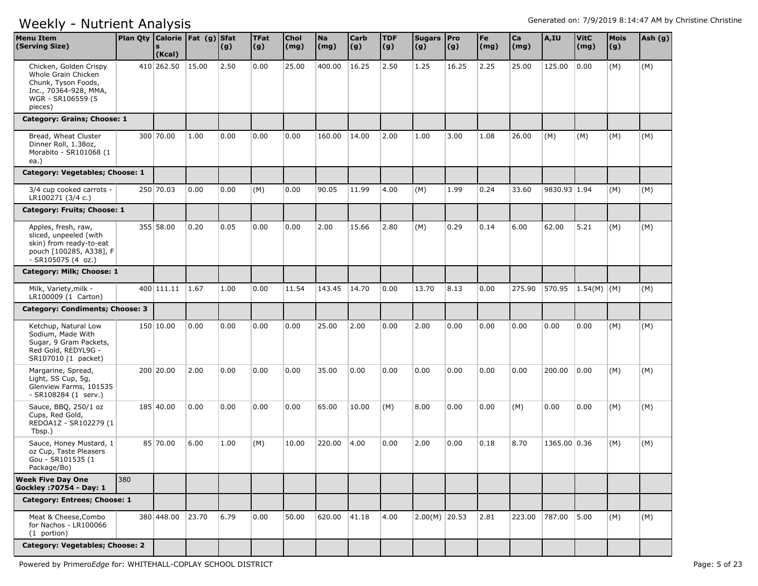# Weekly - Nutrient Analysis

Generated on: 7/9/2019 8:14:47 AM by Christine Christine

| Menu Item (Serving Size) | Plan Qty | Calories (Kcal) | Fat (g) | Sfat (g) | TFat (g) | Chol (mg) | Na (mg) | Carb (g) | TDF (g) | Sugars (g) | Pro (g) | Fe (mg) | Ca (mg) | A,IU | VitC (mg) | Mois (g) | Ash (g) |
|---|---|---|---|---|---|---|---|---|---|---|---|---|---|---|---|---|---|
| Chicken, Golden Crispy Whole Grain Chicken Chunk, Tyson Foods, Inc., 70364-928, MMA, WGR - SR106559 (5 pieces) | 410 | 262.50 | 15.00 | 2.50 | 0.00 | 25.00 | 400.00 | 16.25 | 2.50 | 1.25 | 16.25 | 2.25 | 25.00 | 125.00 | 0.00 | (M) | (M) |
| **Category: Grains; Choose: 1** | | | | | | | | | | | | | | | | | |
| Bread, Wheat Cluster Dinner Roll, 1.38oz, Morabito - SR101068 (1 ea.) | 300 | 70.00 | 1.00 | 0.00 | 0.00 | 0.00 | 160.00 | 14.00 | 2.00 | 1.00 | 3.00 | 1.08 | 26.00 | (M) | (M) | (M) | (M) |
| **Category: Vegetables; Choose: 1** | | | | | | | | | | | | | | | | | |
| 3/4 cup cooked carrots - LR100271 (3/4 c.) | 250 | 70.03 | 0.00 | 0.00 | (M) | 0.00 | 90.05 | 11.99 | 4.00 | (M) | 1.99 | 0.24 | 33.60 | 9830.93 | 1.94 | (M) | (M) |
| **Category: Fruits; Choose: 1** | | | | | | | | | | | | | | | | | |
| Apples, fresh, raw, sliced, unpeeled (with skin) from ready-to-eat pouch [100285, A338], F - SR105075 (4 oz.) | 355 | 58.00 | 0.20 | 0.05 | 0.00 | 0.00 | 2.00 | 15.66 | 2.80 | (M) | 0.29 | 0.14 | 6.00 | 62.00 | 5.21 | (M) | (M) |
| **Category: Milk; Choose: 1** | | | | | | | | | | | | | | | | | |
| Milk, Variety,milk - LR100009 (1 Carton) | 400 | 111.11 | 1.67 | 1.00 | 0.00 | 11.54 | 143.45 | 14.70 | 0.00 | 13.70 | 8.13 | 0.00 | 275.90 | 570.95 | 1.54(M) | (M) | (M) |
| **Category: Condiments; Choose: 3** | | | | | | | | | | | | | | | | | |
| Ketchup, Natural Low Sodium, Made With Sugar, 9 Gram Packets, Red Gold, REDYL9G - SR107010 (1 packet) | 150 | 10.00 | 0.00 | 0.00 | 0.00 | 0.00 | 25.00 | 2.00 | 0.00 | 2.00 | 0.00 | 0.00 | 0.00 | 0.00 | 0.00 | (M) | (M) |
| Margarine, Spread, Light, SS Cup, 5g, Glenview Farms, 101535 - SR108284 (1 serv.) | 200 | 20.00 | 2.00 | 0.00 | 0.00 | 0.00 | 35.00 | 0.00 | 0.00 | 0.00 | 0.00 | 0.00 | 0.00 | 200.00 | 0.00 | (M) | (M) |
| Sauce, BBQ, 250/1 oz Cups, Red Gold, REDOA1Z - SR102279 (1 Tbsp.) | 185 | 40.00 | 0.00 | 0.00 | 0.00 | 0.00 | 65.00 | 10.00 | (M) | 8.00 | 0.00 | 0.00 | (M) | 0.00 | 0.00 | (M) | (M) |
| Sauce, Honey Mustard, 1 oz Cup, Taste Pleasers Gou - SR101535 (1 Package/Bo) | 85 | 70.00 | 6.00 | 1.00 | (M) | 10.00 | 220.00 | 4.00 | 0.00 | 2.00 | 0.00 | 0.18 | 8.70 | 1365.00 | 0.36 | (M) | (M) |
| **Week Five Day One Gockley :70754 - Day: 1** | 380 | | | | | | | | | | | | | | | | |
| **Category: Entrees; Choose: 1** | | | | | | | | | | | | | | | | | |
| Meat & Cheese,Combo for Nachos - LR100066 (1 portion) | 380 | 448.00 | 23.70 | 6.79 | 0.00 | 50.00 | 620.00 | 41.18 | 4.00 | 2.00(M) | 20.53 | 2.81 | 223.00 | 787.00 | 5.00 | (M) | (M) |
| **Category: Vegetables; Choose: 2** | | | | | | | | | | | | | | | | | |

Powered by Primero*Edge* for: WHITEHALL-COPLAY SCHOOL DISTRICT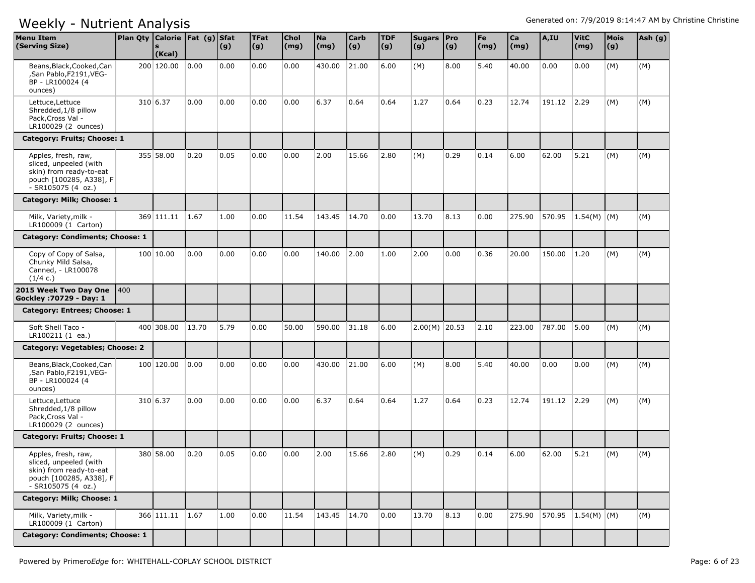# Weekly - Nutrient Analysis

Generated on: 7/9/2019 8:14:47 AM by Christine Christine

| Menu Item (Serving Size) | Plan Qty | Calories (Kcal) | Fat (g) | Sfat (g) | TFat (g) | Chol (mg) | Na (mg) | Carb (g) | TDF (g) | Sugars (g) | Pro (g) | Fe (mg) | Ca (mg) | A,IU | VitC (mg) | Mois (g) | Ash (g) |
|---|---|---|---|---|---|---|---|---|---|---|---|---|---|---|---|---|---|
| Beans,Black,Cooked,Can ,San Pablo,F2191,VEG-BP - LR100024 (4 ounces) | 200 | 120.00 | 0.00 | 0.00 | 0.00 | 0.00 | 430.00 | 21.00 | 6.00 | (M) | 8.00 | 5.40 | 40.00 | 0.00 | 0.00 | (M) | (M) |
| Lettuce,Lettuce Shredded,1/8 pillow Pack,Cross Val - LR100029 (2 ounces) | 310 | 6.37 | 0.00 | 0.00 | 0.00 | 0.00 | 6.37 | 0.64 | 0.64 | 1.27 | 0.64 | 0.23 | 12.74 | 191.12 | 2.29 | (M) | (M) |
| **Category: Fruits; Choose: 1** | | | | | | | | | | | | | | | | | |
| Apples, fresh, raw, sliced, unpeeled (with skin) from ready-to-eat pouch [100285, A338], F - SR105075 (4 oz.) | 355 | 58.00 | 0.20 | 0.05 | 0.00 | 0.00 | 2.00 | 15.66 | 2.80 | (M) | 0.29 | 0.14 | 6.00 | 62.00 | 5.21 | (M) | (M) |
| **Category: Milk; Choose: 1** | | | | | | | | | | | | | | | | | |
| Milk, Variety,milk - LR100009 (1 Carton) | 369 | 111.11 | 1.67 | 1.00 | 0.00 | 11.54 | 143.45 | 14.70 | 0.00 | 13.70 | 8.13 | 0.00 | 275.90 | 570.95 | 1.54(M) | (M) | (M) |
| **Category: Condiments; Choose: 1** | | | | | | | | | | | | | | | | | |
| Copy of Copy of Salsa, Chunky Mild Salsa, Canned, - LR100078 (1/4 c.) | 100 | 10.00 | 0.00 | 0.00 | 0.00 | 0.00 | 140.00 | 2.00 | 1.00 | 2.00 | 0.00 | 0.36 | 20.00 | 150.00 | 1.20 | (M) | (M) |
| **2015 Week Two Day One Gockley :70729 - Day: 1** | 400 | | | | | | | | | | | | | | | | |
| **Category: Entrees; Choose: 1** | | | | | | | | | | | | | | | | | |
| Soft Shell Taco - LR100211 (1 ea.) | 400 | 308.00 | 13.70 | 5.79 | 0.00 | 50.00 | 590.00 | 31.18 | 6.00 | 2.00(M) | 20.53 | 2.10 | 223.00 | 787.00 | 5.00 | (M) | (M) |
| **Category: Vegetables; Choose: 2** | | | | | | | | | | | | | | | | | |
| Beans,Black,Cooked,Can ,San Pablo,F2191,VEG-BP - LR100024 (4 ounces) | 100 | 120.00 | 0.00 | 0.00 | 0.00 | 0.00 | 430.00 | 21.00 | 6.00 | (M) | 8.00 | 5.40 | 40.00 | 0.00 | 0.00 | (M) | (M) |
| Lettuce,Lettuce Shredded,1/8 pillow Pack,Cross Val - LR100029 (2 ounces) | 310 | 6.37 | 0.00 | 0.00 | 0.00 | 0.00 | 6.37 | 0.64 | 0.64 | 1.27 | 0.64 | 0.23 | 12.74 | 191.12 | 2.29 | (M) | (M) |
| **Category: Fruits; Choose: 1** | | | | | | | | | | | | | | | | | |
| Apples, fresh, raw, sliced, unpeeled (with skin) from ready-to-eat pouch [100285, A338], F - SR105075 (4 oz.) | 380 | 58.00 | 0.20 | 0.05 | 0.00 | 0.00 | 2.00 | 15.66 | 2.80 | (M) | 0.29 | 0.14 | 6.00 | 62.00 | 5.21 | (M) | (M) |
| **Category: Milk; Choose: 1** | | | | | | | | | | | | | | | | | |
| Milk, Variety,milk - LR100009 (1 Carton) | 366 | 111.11 | 1.67 | 1.00 | 0.00 | 11.54 | 143.45 | 14.70 | 0.00 | 13.70 | 8.13 | 0.00 | 275.90 | 570.95 | 1.54(M) | (M) | (M) |
| **Category: Condiments; Choose: 1** | | | | | | | | | | | | | | | | | |

Powered by Primero*Edge* for: WHITEHALL-COPLAY SCHOOL DISTRICT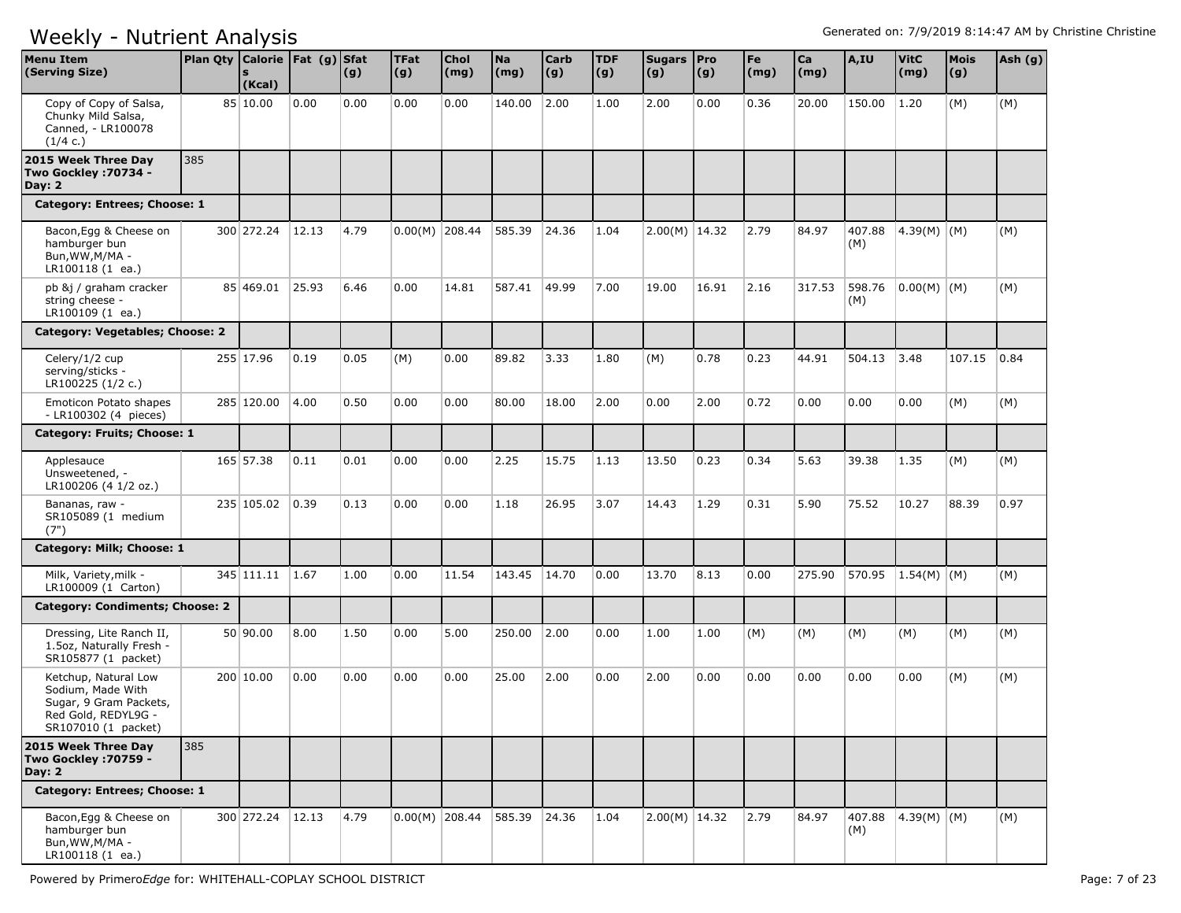# Weekly - Nutrient Analysis

Generated on: 7/9/2019 8:14:47 AM by Christine Christine

| Menu Item (Serving Size) | Plan Qty | Calories (Kcal) | Fat (g) | Sfat (g) | TFat (g) | Chol (mg) | Na (mg) | Carb (g) | TDF (g) | Sugars (g) | Pro (g) | Fe (mg) | Ca (mg) | A,IU | VitC (mg) | Mois (g) | Ash (g) |
|---|---|---|---|---|---|---|---|---|---|---|---|---|---|---|---|---|---|
| Copy of Copy of Salsa, Chunky Mild Salsa, Canned, - LR100078 (1/4 c.) | | 85 10.00 | 0.00 | 0.00 | 0.00 | 0.00 | 140.00 | 2.00 | 1.00 | 2.00 | 0.00 | 0.36 | 20.00 | 150.00 | 1.20 | (M) | (M) |
| **2015 Week Three Day Two Gockley :70734 - Day: 2** | 385 | | | | | | | | | | | | | | | | |
| **Category: Entrees; Choose: 1** | | | | | | | | | | | | | | | | | |
| Bacon,Egg & Cheese on hamburger bun Bun,WW,M/MA - LR100118 (1 ea.) | | 300 272.24 | 12.13 | 4.79 | 0.00(M) | 208.44 | 585.39 | 24.36 | 1.04 | 2.00(M) | 14.32 | 2.79 | 84.97 | 407.88 (M) | 4.39(M) | (M) | (M) |
| pb &j / graham cracker string cheese - LR100109 (1 ea.) | | 85 469.01 | 25.93 | 6.46 | 0.00 | 14.81 | 587.41 | 49.99 | 7.00 | 19.00 | 16.91 | 2.16 | 317.53 | 598.76 (M) | 0.00(M) | (M) | (M) |
| **Category: Vegetables; Choose: 2** | | | | | | | | | | | | | | | | | |
| Celery/1/2 cup serving/sticks - LR100225 (1/2 c.) | | 255 17.96 | 0.19 | 0.05 | (M) | 0.00 | 89.82 | 3.33 | 1.80 | (M) | 0.78 | 0.23 | 44.91 | 504.13 | 3.48 | 107.15 | 0.84 |
| Emoticon Potato shapes - LR100302 (4 pieces) | | 285 120.00 | 4.00 | 0.50 | 0.00 | 0.00 | 80.00 | 18.00 | 2.00 | 0.00 | 2.00 | 0.72 | 0.00 | 0.00 | 0.00 | (M) | (M) |
| **Category: Fruits; Choose: 1** | | | | | | | | | | | | | | | | | |
| Applesauce Unsweetened, - LR100206 (4 1/2 oz.) | | 165 57.38 | 0.11 | 0.01 | 0.00 | 0.00 | 2.25 | 15.75 | 1.13 | 13.50 | 0.23 | 0.34 | 5.63 | 39.38 | 1.35 | (M) | (M) |
| Bananas, raw - SR105089 (1 medium (7") | | 235 105.02 | 0.39 | 0.13 | 0.00 | 0.00 | 1.18 | 26.95 | 3.07 | 14.43 | 1.29 | 0.31 | 5.90 | 75.52 | 10.27 | 88.39 | 0.97 |
| **Category: Milk; Choose: 1** | | | | | | | | | | | | | | | | | |
| Milk, Variety,milk - LR100009 (1 Carton) | | 345 111.11 | 1.67 | 1.00 | 0.00 | 11.54 | 143.45 | 14.70 | 0.00 | 13.70 | 8.13 | 0.00 | 275.90 | 570.95 | 1.54(M) | (M) | (M) |
| **Category: Condiments; Choose: 2** | | | | | | | | | | | | | | | | | |
| Dressing, Lite Ranch II, 1.5oz, Naturally Fresh - SR105877 (1 packet) | | 50 90.00 | 8.00 | 1.50 | 0.00 | 5.00 | 250.00 | 2.00 | 0.00 | 1.00 | 1.00 | (M) | (M) | (M) | (M) | (M) | (M) |
| Ketchup, Natural Low Sodium, Made With Sugar, 9 Gram Packets, Red Gold, REDYL9G - SR107010 (1 packet) | | 200 10.00 | 0.00 | 0.00 | 0.00 | 0.00 | 25.00 | 2.00 | 0.00 | 2.00 | 0.00 | 0.00 | 0.00 | 0.00 | 0.00 | (M) | (M) |
| **2015 Week Three Day Two Gockley :70759 - Day: 2** | 385 | | | | | | | | | | | | | | | | |
| **Category: Entrees; Choose: 1** | | | | | | | | | | | | | | | | | |
| Bacon,Egg & Cheese on hamburger bun Bun,WW,M/MA - LR100118 (1 ea.) | | 300 272.24 | 12.13 | 4.79 | 0.00(M) | 208.44 | 585.39 | 24.36 | 1.04 | 2.00(M) | 14.32 | 2.79 | 84.97 | 407.88 (M) | 4.39(M) | (M) | (M) |

Powered by PrimeroEdge for: WHITEHALL-COPLAY SCHOOL DISTRICT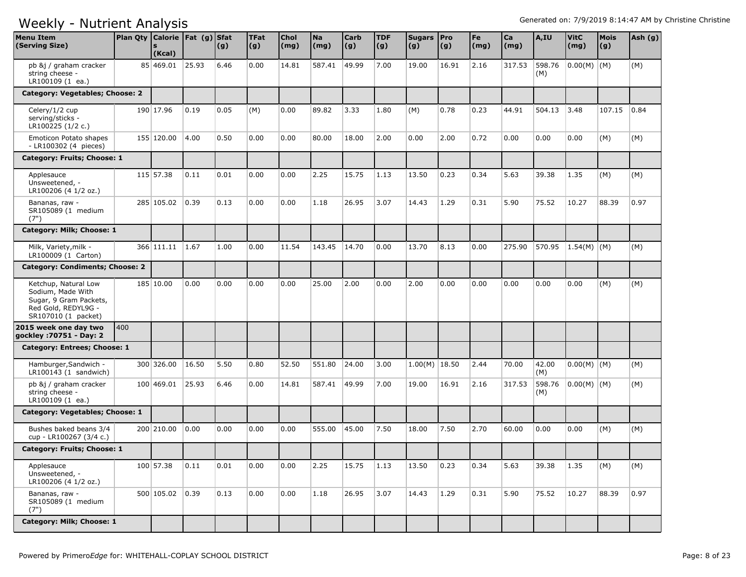# Weekly - Nutrient Analysis

Generated on: 7/9/2019 8:14:47 AM by Christine Christine

| Menu Item (Serving Size) | Plan Qty | Calories (Kcal) | Fat (g) | Sfat (g) | TFat (g) | Chol (mg) | Na (mg) | Carb (g) | TDF (g) | Sugars (g) | Pro (g) | Fe (mg) | Ca (mg) | A,IU | VitC (mg) | Mois (g) | Ash (g) |
|---|---|---|---|---|---|---|---|---|---|---|---|---|---|---|---|---|---|
| pb &j / graham cracker string cheese - LR100109 (1 ea.) | 85 | 469.01 | 25.93 | 6.46 | 0.00 | 14.81 | 587.41 | 49.99 | 7.00 | 19.00 | 16.91 | 2.16 | 317.53 | 598.76 (M) | 0.00(M) | (M) | (M) |
| **Category: Vegetables; Choose: 2** | | | | | | | | | | | | | | | | | |
| Celery/1/2 cup serving/sticks - LR100225 (1/2 c.) | 190 | 17.96 | 0.19 | 0.05 | (M) | 0.00 | 89.82 | 3.33 | 1.80 | (M) | 0.78 | 0.23 | 44.91 | 504.13 | 3.48 | 107.15 | 0.84 |
| Emoticon Potato shapes - LR100302 (4 pieces) | 155 | 120.00 | 4.00 | 0.50 | 0.00 | 0.00 | 80.00 | 18.00 | 2.00 | 0.00 | 2.00 | 0.72 | 0.00 | 0.00 | 0.00 | (M) | (M) |
| **Category: Fruits; Choose: 1** | | | | | | | | | | | | | | | | | |
| Applesauce Unsweetened, - LR100206 (4 1/2 oz.) | 115 | 57.38 | 0.11 | 0.01 | 0.00 | 0.00 | 2.25 | 15.75 | 1.13 | 13.50 | 0.23 | 0.34 | 5.63 | 39.38 | 1.35 | (M) | (M) |
| Bananas, raw - SR105089 (1 medium (7") | 285 | 105.02 | 0.39 | 0.13 | 0.00 | 0.00 | 1.18 | 26.95 | 3.07 | 14.43 | 1.29 | 0.31 | 5.90 | 75.52 | 10.27 | 88.39 | 0.97 |
| **Category: Milk; Choose: 1** | | | | | | | | | | | | | | | | | |
| Milk, Variety,milk - LR100009 (1 Carton) | 366 | 111.11 | 1.67 | 1.00 | 0.00 | 11.54 | 143.45 | 14.70 | 0.00 | 13.70 | 8.13 | 0.00 | 275.90 | 570.95 | 1.54(M) | (M) | (M) |
| **Category: Condiments; Choose: 2** | | | | | | | | | | | | | | | | | |
| Ketchup, Natural Low Sodium, Made With Sugar, 9 Gram Packets, Red Gold, REDYL9G - SR107010 (1 packet) | 185 | 10.00 | 0.00 | 0.00 | 0.00 | 0.00 | 25.00 | 2.00 | 0.00 | 2.00 | 0.00 | 0.00 | 0.00 | 0.00 | 0.00 | (M) | (M) |
| **2015 week one day two gockley :70751 - Day: 2** | 400 | | | | | | | | | | | | | | | | |
| **Category: Entrees; Choose: 1** | | | | | | | | | | | | | | | | | |
| Hamburger,Sandwich - LR100143 (1 sandwich) | 300 | 326.00 | 16.50 | 5.50 | 0.80 | 52.50 | 551.80 | 24.00 | 3.00 | 1.00(M) | 18.50 | 2.44 | 70.00 | 42.00 (M) | 0.00(M) | (M) | (M) |
| pb &j / graham cracker string cheese - LR100109 (1 ea.) | 100 | 469.01 | 25.93 | 6.46 | 0.00 | 14.81 | 587.41 | 49.99 | 7.00 | 19.00 | 16.91 | 2.16 | 317.53 | 598.76 (M) | 0.00(M) | (M) | (M) |
| **Category: Vegetables; Choose: 1** | | | | | | | | | | | | | | | | | |
| Bushes baked beans 3/4 cup - LR100267 (3/4 c.) | 200 | 210.00 | 0.00 | 0.00 | 0.00 | 0.00 | 555.00 | 45.00 | 7.50 | 18.00 | 7.50 | 2.70 | 60.00 | 0.00 | 0.00 | (M) | (M) |
| **Category: Fruits; Choose: 1** | | | | | | | | | | | | | | | | | |
| Applesauce Unsweetened, - LR100206 (4 1/2 oz.) | 100 | 57.38 | 0.11 | 0.01 | 0.00 | 0.00 | 2.25 | 15.75 | 1.13 | 13.50 | 0.23 | 0.34 | 5.63 | 39.38 | 1.35 | (M) | (M) |
| Bananas, raw - SR105089 (1 medium (7") | 500 | 105.02 | 0.39 | 0.13 | 0.00 | 0.00 | 1.18 | 26.95 | 3.07 | 14.43 | 1.29 | 0.31 | 5.90 | 75.52 | 10.27 | 88.39 | 0.97 |
| **Category: Milk; Choose: 1** | | | | | | | | | | | | | | | | | |

Powered by PrimeroEdge for: WHITEHALL-COPLAY SCHOOL DISTRICT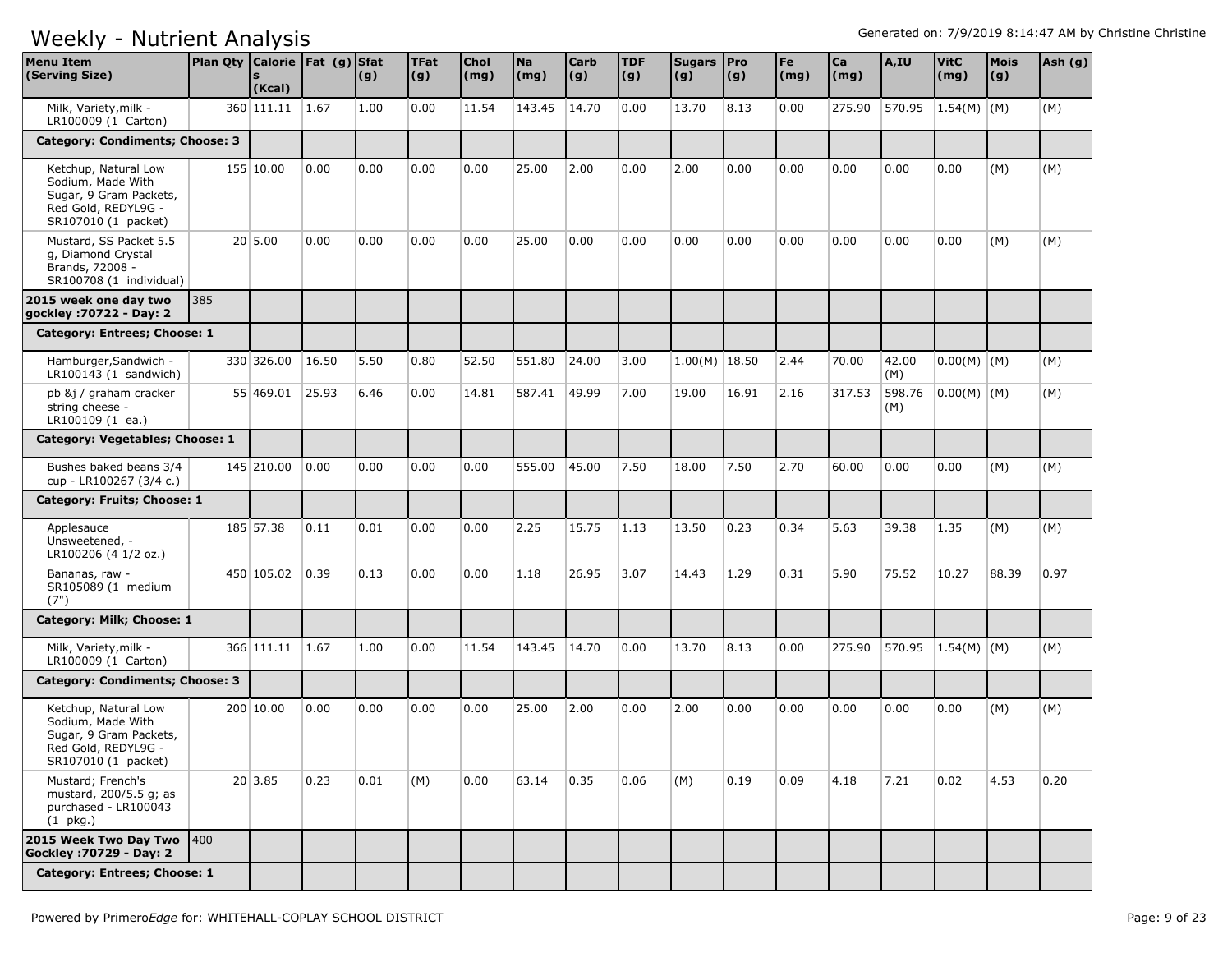# Weekly - Nutrient Analysis

Generated on: 7/9/2019 8:14:47 AM by Christine Christine

| Menu Item (Serving Size) | Plan Qty | Calories (Kcal) | Fat (g) | Sfat (g) | TFat (g) | Chol (mg) | Na (mg) | Carb (g) | TDF (g) | Sugars (g) | Pro (g) | Fe (mg) | Ca (mg) | A,IU | VitC (mg) | Mois (g) | Ash (g) |
|---|---|---|---|---|---|---|---|---|---|---|---|---|---|---|---|---|---|
| Milk, Variety,milk - LR100009 (1 Carton) | | 360 111.11 | 1.67 | 1.00 | 0.00 | 11.54 | 143.45 | 14.70 | 0.00 | 13.70 | 8.13 | 0.00 | 275.90 | 570.95 | 1.54(M) | (M) | (M) |
| **Category: Condiments; Choose: 3** | | | | | | | | | | | | | | | | | |
| Ketchup, Natural Low Sodium, Made With Sugar, 9 Gram Packets, Red Gold, REDYL9G - SR107010 (1 packet) | | 155 10.00 | 0.00 | 0.00 | 0.00 | 0.00 | 25.00 | 2.00 | 0.00 | 2.00 | 0.00 | 0.00 | 0.00 | 0.00 | 0.00 | (M) | (M) |
| Mustard, SS Packet 5.5 g, Diamond Crystal Brands, 72008 - SR100708 (1 individual) | | 20 5.00 | 0.00 | 0.00 | 0.00 | 0.00 | 25.00 | 0.00 | 0.00 | 0.00 | 0.00 | 0.00 | 0.00 | 0.00 | 0.00 | (M) | (M) |
| **2015 week one day two gockley :70722 - Day: 2** | 385 | | | | | | | | | | | | | | | | |
| **Category: Entrees; Choose: 1** | | | | | | | | | | | | | | | | | |
| Hamburger,Sandwich - LR100143 (1 sandwich) | | 330 326.00 | 16.50 | 5.50 | 0.80 | 52.50 | 551.80 | 24.00 | 3.00 | 1.00(M) | 18.50 | 2.44 | 70.00 | 42.00 (M) | 0.00(M) | (M) | (M) |
| pb &j / graham cracker string cheese - LR100109 (1 ea.) | | 55 469.01 | 25.93 | 6.46 | 0.00 | 14.81 | 587.41 | 49.99 | 7.00 | 19.00 | 16.91 | 2.16 | 317.53 | 598.76 (M) | 0.00(M) | (M) | (M) |
| **Category: Vegetables; Choose: 1** | | | | | | | | | | | | | | | | | |
| Bushes baked beans 3/4 cup - LR100267 (3/4 c.) | | 145 210.00 | 0.00 | 0.00 | 0.00 | 0.00 | 555.00 | 45.00 | 7.50 | 18.00 | 7.50 | 2.70 | 60.00 | 0.00 | 0.00 | (M) | (M) |
| **Category: Fruits; Choose: 1** | | | | | | | | | | | | | | | | | |
| Applesauce Unsweetened, - LR100206 (4 1/2 oz.) | | 185 57.38 | 0.11 | 0.01 | 0.00 | 0.00 | 2.25 | 15.75 | 1.13 | 13.50 | 0.23 | 0.34 | 5.63 | 39.38 | 1.35 | (M) | (M) |
| Bananas, raw - SR105089 (1 medium (7") | | 450 105.02 | 0.39 | 0.13 | 0.00 | 0.00 | 1.18 | 26.95 | 3.07 | 14.43 | 1.29 | 0.31 | 5.90 | 75.52 | 10.27 | 88.39 | 0.97 |
| **Category: Milk; Choose: 1** | | | | | | | | | | | | | | | | | |
| Milk, Variety,milk - LR100009 (1 Carton) | | 366 111.11 | 1.67 | 1.00 | 0.00 | 11.54 | 143.45 | 14.70 | 0.00 | 13.70 | 8.13 | 0.00 | 275.90 | 570.95 | 1.54(M) | (M) | (M) |
| **Category: Condiments; Choose: 3** | | | | | | | | | | | | | | | | | |
| Ketchup, Natural Low Sodium, Made With Sugar, 9 Gram Packets, Red Gold, REDYL9G - SR107010 (1 packet) | | 200 10.00 | 0.00 | 0.00 | 0.00 | 0.00 | 25.00 | 2.00 | 0.00 | 2.00 | 0.00 | 0.00 | 0.00 | 0.00 | 0.00 | (M) | (M) |
| Mustard; French's mustard, 200/5.5 g; as purchased - LR100043 (1 pkg.) | | 20 3.85 | 0.23 | 0.01 | (M) | 0.00 | 63.14 | 0.35 | 0.06 | (M) | 0.19 | 0.09 | 4.18 | 7.21 | 0.02 | 4.53 | 0.20 |
| **2015 Week Two Day Two Gockley :70729 - Day: 2** | 400 | | | | | | | | | | | | | | | | |
| **Category: Entrees; Choose: 1** | | | | | | | | | | | | | | | | | |

Powered by Primero*Edge* for: WHITEHALL-COPLAY SCHOOL DISTRICT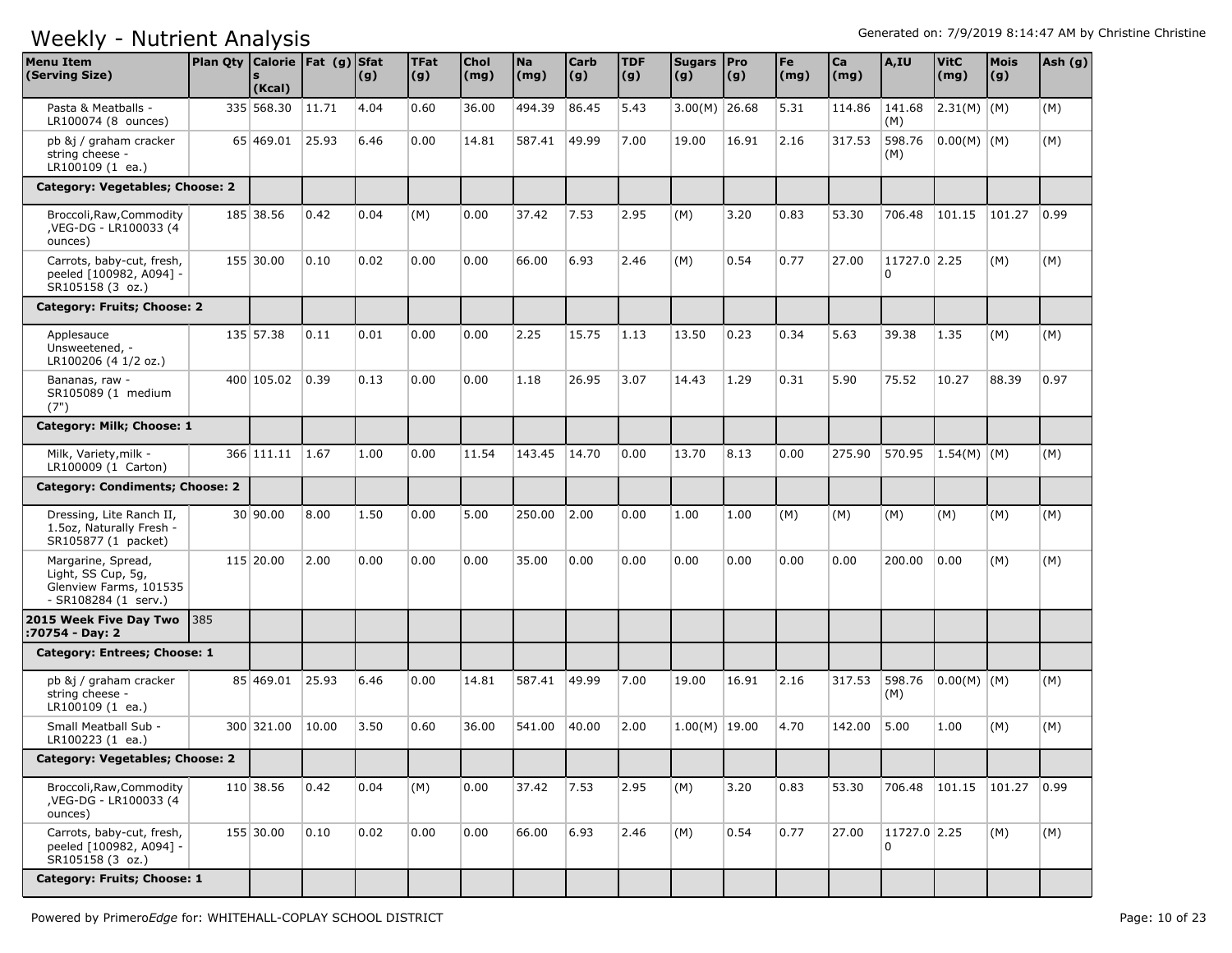# Weekly - Nutrient Analysis

Generated on: 7/9/2019 8:14:47 AM by Christine Christine

| Menu Item (Serving Size) | Plan Qty | Calories (Kcal) | Fat (g) | Sfat (g) | TFat (g) | Chol (mg) | Na (mg) | Carb (g) | TDF (g) | Sugars (g) | Pro (g) | Fe (mg) | Ca (mg) | A,IU | VitC (mg) | Mois (g) | Ash (g) |
|---|---|---|---|---|---|---|---|---|---|---|---|---|---|---|---|---|---|
| Pasta & Meatballs - LR100074 (8 ounces) | 335 | 568.30 | 11.71 | 4.04 | 0.60 | 36.00 | 494.39 | 86.45 | 5.43 | 3.00(M) | 26.68 | 5.31 | 114.86 | 141.68 (M) | 2.31(M) | (M) | (M) |
| pb &j / graham cracker string cheese - LR100109 (1 ea.) | 65 | 469.01 | 25.93 | 6.46 | 0.00 | 14.81 | 587.41 | 49.99 | 7.00 | 19.00 | 16.91 | 2.16 | 317.53 | 598.76 (M) | 0.00(M) | (M) | (M) |
| **Category: Vegetables; Choose: 2** | | | | | | | | | | | | | | | | | |
| Broccoli,Raw,Commodity ,VEG-DG - LR100033 (4 ounces) | 185 | 38.56 | 0.42 | 0.04 | (M) | 0.00 | 37.42 | 7.53 | 2.95 | (M) | 3.20 | 0.83 | 53.30 | 706.48 | 101.15 | 101.27 | 0.99 |
| Carrots, baby-cut, fresh, peeled [100982, A094] - SR105158 (3 oz.) | 155 | 30.00 | 0.10 | 0.02 | 0.00 | 0.00 | 66.00 | 6.93 | 2.46 | (M) | 0.54 | 0.77 | 27.00 | 11727.00 | 2.25 | (M) | (M) |
| **Category: Fruits; Choose: 2** | | | | | | | | | | | | | | | | | |
| Applesauce Unsweetened, - LR100206 (4 1/2 oz.) | 135 | 57.38 | 0.11 | 0.01 | 0.00 | 0.00 | 2.25 | 15.75 | 1.13 | 13.50 | 0.23 | 0.34 | 5.63 | 39.38 | 1.35 | (M) | (M) |
| Bananas, raw - SR105089 (1 medium (7") | 400 | 105.02 | 0.39 | 0.13 | 0.00 | 0.00 | 1.18 | 26.95 | 3.07 | 14.43 | 1.29 | 0.31 | 5.90 | 75.52 | 10.27 | 88.39 | 0.97 |
| **Category: Milk; Choose: 1** | | | | | | | | | | | | | | | | | |
| Milk, Variety,milk - LR100009 (1 Carton) | 366 | 111.11 | 1.67 | 1.00 | 0.00 | 11.54 | 143.45 | 14.70 | 0.00 | 13.70 | 8.13 | 0.00 | 275.90 | 570.95 | 1.54(M) | (M) | (M) |
| **Category: Condiments; Choose: 2** | | | | | | | | | | | | | | | | | |
| Dressing, Lite Ranch II, 1.5oz, Naturally Fresh - SR105877 (1 packet) | 30 | 90.00 | 8.00 | 1.50 | 0.00 | 5.00 | 250.00 | 2.00 | 0.00 | 1.00 | 1.00 | (M) | (M) | (M) | (M) | (M) | (M) |
| Margarine, Spread, Light, SS Cup, 5g, Glenview Farms, 101535 - SR108284 (1 serv.) | 115 | 20.00 | 2.00 | 0.00 | 0.00 | 0.00 | 35.00 | 0.00 | 0.00 | 0.00 | 0.00 | 0.00 | 0.00 | 200.00 | 0.00 | (M) | (M) |
| **2015 Week Five Day Two :70754 - Day: 2** | 385 | | | | | | | | | | | | | | | | |
| **Category: Entrees; Choose: 1** | | | | | | | | | | | | | | | | | |
| pb &j / graham cracker string cheese - LR100109 (1 ea.) | 85 | 469.01 | 25.93 | 6.46 | 0.00 | 14.81 | 587.41 | 49.99 | 7.00 | 19.00 | 16.91 | 2.16 | 317.53 | 598.76 (M) | 0.00(M) | (M) | (M) |
| Small Meatball Sub - LR100223 (1 ea.) | 300 | 321.00 | 10.00 | 3.50 | 0.60 | 36.00 | 541.00 | 40.00 | 2.00 | 1.00(M) | 19.00 | 4.70 | 142.00 | 5.00 | 1.00 | (M) | (M) |
| **Category: Vegetables; Choose: 2** | | | | | | | | | | | | | | | | | |
| Broccoli,Raw,Commodity ,VEG-DG - LR100033 (4 ounces) | 110 | 38.56 | 0.42 | 0.04 | (M) | 0.00 | 37.42 | 7.53 | 2.95 | (M) | 3.20 | 0.83 | 53.30 | 706.48 | 101.15 | 101.27 | 0.99 |
| Carrots, baby-cut, fresh, peeled [100982, A094] - SR105158 (3 oz.) | 155 | 30.00 | 0.10 | 0.02 | 0.00 | 0.00 | 66.00 | 6.93 | 2.46 | (M) | 0.54 | 0.77 | 27.00 | 11727.00 | 2.25 | (M) | (M) |
| **Category: Fruits; Choose: 1** | | | | | | | | | | | | | | | | | |

Powered by PrimeroEdge for: WHITEHALL-COPLAY SCHOOL DISTRICT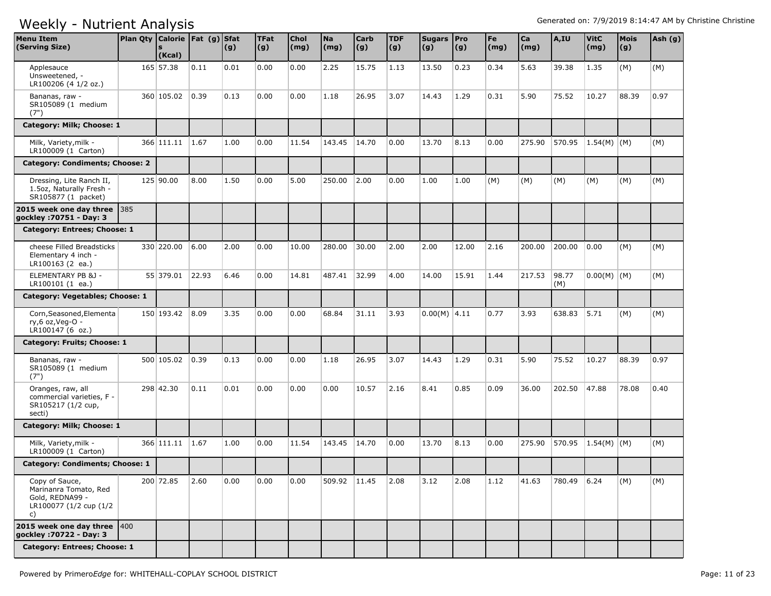# Weekly - Nutrient Analysis

Generated on: 7/9/2019 8:14:47 AM by Christine Christine

| Menu Item (Serving Size) | Plan Qty | Calories (Kcal) | Fat (g) | Sfat (g) | TFat (g) | Chol (mg) | Na (mg) | Carb (g) | TDF (g) | Sugars (g) | Pro (g) | Fe (mg) | Ca (mg) | A,IU | VitC (mg) | Mois (g) | Ash (g) |
|---|---|---|---|---|---|---|---|---|---|---|---|---|---|---|---|---|---|
| Applesauce Unsweetened, - LR100206 (4 1/2 oz.) | 165 | 57.38 | 0.11 | 0.01 | 0.00 | 0.00 | 2.25 | 15.75 | 1.13 | 13.50 | 0.23 | 0.34 | 5.63 | 39.38 | 1.35 | (M) | (M) |
| Bananas, raw - SR105089 (1 medium (7") | 360 | 105.02 | 0.39 | 0.13 | 0.00 | 0.00 | 1.18 | 26.95 | 3.07 | 14.43 | 1.29 | 0.31 | 5.90 | 75.52 | 10.27 | 88.39 | 0.97 |
| **Category: Milk; Choose: 1** | | | | | | | | | | | | | | | | | |
| Milk, Variety,milk - LR100009 (1 Carton) | 366 | 111.11 | 1.67 | 1.00 | 0.00 | 11.54 | 143.45 | 14.70 | 0.00 | 13.70 | 8.13 | 0.00 | 275.90 | 570.95 | 1.54(M) | (M) | (M) |
| **Category: Condiments; Choose: 2** | | | | | | | | | | | | | | | | | |
| Dressing, Lite Ranch II, 1.5oz, Naturally Fresh - SR105877 (1 packet) | 125 | 90.00 | 8.00 | 1.50 | 0.00 | 5.00 | 250.00 | 2.00 | 0.00 | 1.00 | 1.00 | (M) | (M) | (M) | (M) | (M) | (M) |
| **2015 week one day three gockley :70751 - Day: 3** | 385 | | | | | | | | | | | | | | | | |
| **Category: Entrees; Choose: 1** | | | | | | | | | | | | | | | | | |
| cheese Filled Breadsticks Elementary 4 inch - LR100163 (2 ea.) | 330 | 220.00 | 6.00 | 2.00 | 0.00 | 10.00 | 280.00 | 30.00 | 2.00 | 2.00 | 12.00 | 2.16 | 200.00 | 200.00 | 0.00 | (M) | (M) |
| ELEMENTARY PB &J - LR100101 (1 ea.) | 55 | 379.01 | 22.93 | 6.46 | 0.00 | 14.81 | 487.41 | 32.99 | 4.00 | 14.00 | 15.91 | 1.44 | 217.53 | 98.77 (M) | 0.00(M) | (M) | (M) |
| **Category: Vegetables; Choose: 1** | | | | | | | | | | | | | | | | | |
| Corn,Seasoned,Elementary,6 oz,Veg-O - LR100147 (6 oz.) | 150 | 193.42 | 8.09 | 3.35 | 0.00 | 0.00 | 68.84 | 31.11 | 3.93 | 0.00(M) | 4.11 | 0.77 | 3.93 | 638.83 | 5.71 | (M) | (M) |
| **Category: Fruits; Choose: 1** | | | | | | | | | | | | | | | | | |
| Bananas, raw - SR105089 (1 medium (7") | 500 | 105.02 | 0.39 | 0.13 | 0.00 | 0.00 | 1.18 | 26.95 | 3.07 | 14.43 | 1.29 | 0.31 | 5.90 | 75.52 | 10.27 | 88.39 | 0.97 |
| Oranges, raw, all commercial varieties, F - SR105217 (1/2 cup, secti) | 298 | 42.30 | 0.11 | 0.01 | 0.00 | 0.00 | 0.00 | 10.57 | 2.16 | 8.41 | 0.85 | 0.09 | 36.00 | 202.50 | 47.88 | 78.08 | 0.40 |
| **Category: Milk; Choose: 1** | | | | | | | | | | | | | | | | | |
| Milk, Variety,milk - LR100009 (1 Carton) | 366 | 111.11 | 1.67 | 1.00 | 0.00 | 11.54 | 143.45 | 14.70 | 0.00 | 13.70 | 8.13 | 0.00 | 275.90 | 570.95 | 1.54(M) | (M) | (M) |
| **Category: Condiments; Choose: 1** | | | | | | | | | | | | | | | | | |
| Copy of Sauce, Marinanra Tomato, Red Gold, REDNA99 - LR100077 (1/2 cup (1/2 c) | 200 | 72.85 | 2.60 | 0.00 | 0.00 | 0.00 | 509.92 | 11.45 | 2.08 | 3.12 | 2.08 | 1.12 | 41.63 | 780.49 | 6.24 | (M) | (M) |
| **2015 week one day three gockley :70722 - Day: 3** | 400 | | | | | | | | | | | | | | | | |
| **Category: Entrees; Choose: 1** | | | | | | | | | | | | | | | | | |

Powered by Primero*Edge* for: WHITEHALL-COPLAY SCHOOL DISTRICT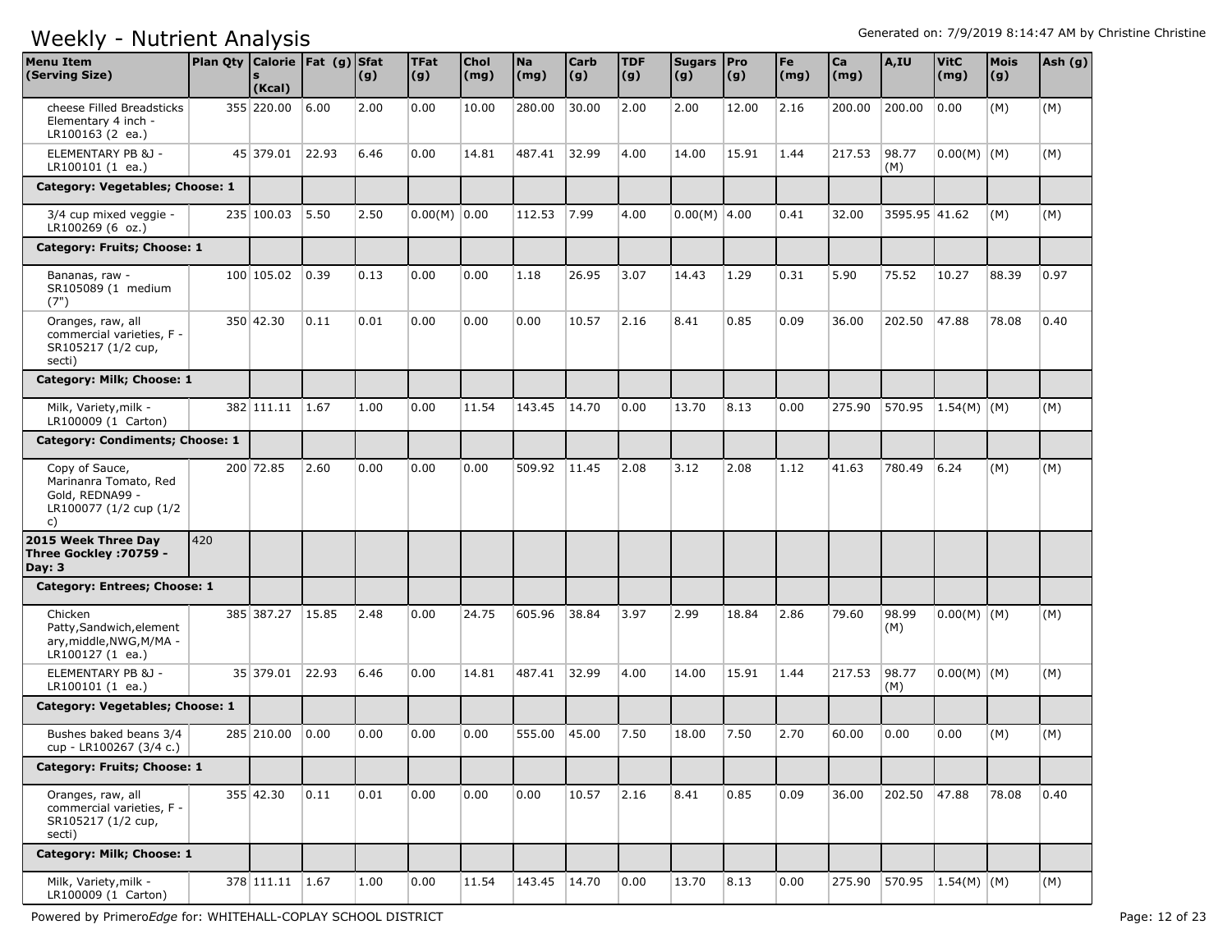# Weekly - Nutrient Analysis

Generated on: 7/9/2019 8:14:47 AM by Christine Christine

| Menu Item (Serving Size) | Plan Qty | Calories (Kcal) | Fat (g) | Sfat (g) | TFat (g) | Chol (mg) | Na (mg) | Carb (g) | TDF (g) | Sugars (g) | Pro (g) | Fe (mg) | Ca (mg) | A,IU | VitC (mg) | Mois (g) | Ash (g) |
|---|---|---|---|---|---|---|---|---|---|---|---|---|---|---|---|---|---|
| cheese Filled Breadsticks Elementary 4 inch - LR100163 (2 ea.) | | 355 220.00 | 6.00 | 2.00 | 0.00 | 10.00 | 280.00 | 30.00 | 2.00 | 2.00 | 12.00 | 2.16 | 200.00 | 200.00 | 0.00 | (M) | (M) |
| ELEMENTARY PB &J - LR100101 (1 ea.) | | 45 379.01 | 22.93 | 6.46 | 0.00 | 14.81 | 487.41 | 32.99 | 4.00 | 14.00 | 15.91 | 1.44 | 217.53 | 98.77 (M) | 0.00(M) | (M) | (M) |
| **Category: Vegetables; Choose: 1** | | | | | | | | | | | | | | | | | |
| 3/4 cup mixed veggie - LR100269 (6 oz.) | | 235 100.03 | 5.50 | 2.50 | 0.00(M) | 0.00 | 112.53 | 7.99 | 4.00 | 0.00(M) | 4.00 | 0.41 | 32.00 | 3595.95 | 41.62 | (M) | (M) |
| **Category: Fruits; Choose: 1** | | | | | | | | | | | | | | | | | |
| Bananas, raw - SR105089 (1 medium (7") | | 100 105.02 | 0.39 | 0.13 | 0.00 | 0.00 | 1.18 | 26.95 | 3.07 | 14.43 | 1.29 | 0.31 | 5.90 | 75.52 | 10.27 | 88.39 | 0.97 |
| Oranges, raw, all commercial varieties, F - SR105217 (1/2 cup, secti) | | 350 42.30 | 0.11 | 0.01 | 0.00 | 0.00 | 0.00 | 10.57 | 2.16 | 8.41 | 0.85 | 0.09 | 36.00 | 202.50 | 47.88 | 78.08 | 0.40 |
| **Category: Milk; Choose: 1** | | | | | | | | | | | | | | | | | |
| Milk, Variety,milk - LR100009 (1 Carton) | | 382 111.11 | 1.67 | 1.00 | 0.00 | 11.54 | 143.45 | 14.70 | 0.00 | 13.70 | 8.13 | 0.00 | 275.90 | 570.95 | 1.54(M) | (M) | (M) |
| **Category: Condiments; Choose: 1** | | | | | | | | | | | | | | | | | |
| Copy of Sauce, Marinanra Tomato, Red Gold, REDNA99 - LR100077 (1/2 cup (1/2 c) | | 200 72.85 | 2.60 | 0.00 | 0.00 | 0.00 | 509.92 | 11.45 | 2.08 | 3.12 | 2.08 | 1.12 | 41.63 | 780.49 | 6.24 | (M) | (M) |
| **2015 Week Three Day Three Gockley :70759 - Day: 3** | 420 | | | | | | | | | | | | | | | | |
| **Category: Entrees; Choose: 1** | | | | | | | | | | | | | | | | | |
| Chicken Patty,Sandwich,element ary,middle,NWG,M/MA - LR100127 (1 ea.) | | 385 387.27 | 15.85 | 2.48 | 0.00 | 24.75 | 605.96 | 38.84 | 3.97 | 2.99 | 18.84 | 2.86 | 79.60 | 98.99 (M) | 0.00(M) | (M) | (M) |
| ELEMENTARY PB &J - LR100101 (1 ea.) | | 35 379.01 | 22.93 | 6.46 | 0.00 | 14.81 | 487.41 | 32.99 | 4.00 | 14.00 | 15.91 | 1.44 | 217.53 | 98.77 (M) | 0.00(M) | (M) | (M) |
| **Category: Vegetables; Choose: 1** | | | | | | | | | | | | | | | | | |
| Bushes baked beans 3/4 cup - LR100267 (3/4 c.) | | 285 210.00 | 0.00 | 0.00 | 0.00 | 0.00 | 555.00 | 45.00 | 7.50 | 18.00 | 7.50 | 2.70 | 60.00 | 0.00 | 0.00 | (M) | (M) |
| **Category: Fruits; Choose: 1** | | | | | | | | | | | | | | | | | |
| Oranges, raw, all commercial varieties, F - SR105217 (1/2 cup, secti) | | 355 42.30 | 0.11 | 0.01 | 0.00 | 0.00 | 0.00 | 10.57 | 2.16 | 8.41 | 0.85 | 0.09 | 36.00 | 202.50 | 47.88 | 78.08 | 0.40 |
| **Category: Milk; Choose: 1** | | | | | | | | | | | | | | | | | |
| Milk, Variety,milk - LR100009 (1 Carton) | | 378 111.11 | 1.67 | 1.00 | 0.00 | 11.54 | 143.45 | 14.70 | 0.00 | 13.70 | 8.13 | 0.00 | 275.90 | 570.95 | 1.54(M) | (M) | (M) |

Powered by Primero*Edge* for: WHITEHALL-COPLAY SCHOOL DISTRICT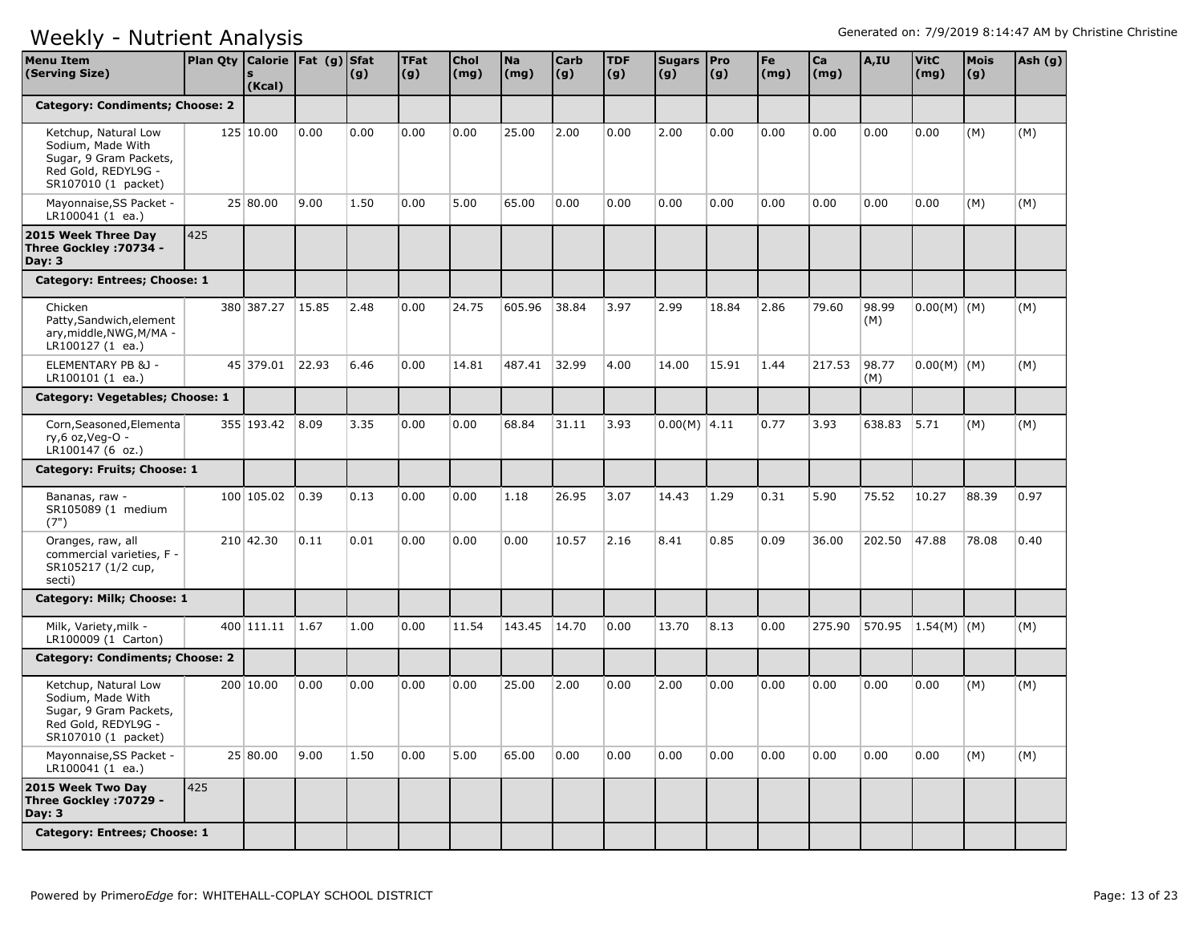# Weekly - Nutrient Analysis

Generated on: 7/9/2019 8:14:47 AM by Christine Christine

| Menu Item (Serving Size) | Plan Qty | Calories (Kcal) | Fat (g) | Sfat (g) | TFat (g) | Chol (mg) | Na (mg) | Carb (g) | TDF (g) | Sugars (g) | Pro (g) | Fe (mg) | Ca (mg) | A,IU | VitC (mg) | Mois (g) | Ash (g) |
|---|---|---|---|---|---|---|---|---|---|---|---|---|---|---|---|---|---|
| **Category: Condiments; Choose: 2** | | | | | | | | | | | | | | | | | |
| Ketchup, Natural Low Sodium, Made With Sugar, 9 Gram Packets, Red Gold, REDYL9G - SR107010 (1 packet) | 125 | 10.00 | 0.00 | 0.00 | 0.00 | 0.00 | 25.00 | 2.00 | 0.00 | 2.00 | 0.00 | 0.00 | 0.00 | 0.00 | 0.00 | (M) | (M) |
| Mayonnaise,SS Packet - LR100041 (1 ea.) | 25 | 80.00 | 9.00 | 1.50 | 0.00 | 5.00 | 65.00 | 0.00 | 0.00 | 0.00 | 0.00 | 0.00 | 0.00 | 0.00 | 0.00 | (M) | (M) |
| **2015 Week Three Day Three Gockley :70734 - Day: 3** | 425 | | | | | | | | | | | | | | | | |
| **Category: Entrees; Choose: 1** | | | | | | | | | | | | | | | | | |
| Chicken Patty,Sandwich,elementary,middle,NWG,M/MA - LR100127 (1 ea.) | 380 | 387.27 | 15.85 | 2.48 | 0.00 | 24.75 | 605.96 | 38.84 | 3.97 | 2.99 | 18.84 | 2.86 | 79.60 | 98.99 (M) | 0.00(M) | (M) | (M) |
| ELEMENTARY PB &J - LR100101 (1 ea.) | 45 | 379.01 | 22.93 | 6.46 | 0.00 | 14.81 | 487.41 | 32.99 | 4.00 | 14.00 | 15.91 | 1.44 | 217.53 | 98.77 (M) | 0.00(M) | (M) | (M) |
| **Category: Vegetables; Choose: 1** | | | | | | | | | | | | | | | | | |
| Corn,Seasoned,Elementary,6 oz,Veg-O - LR100147 (6 oz.) | 355 | 193.42 | 8.09 | 3.35 | 0.00 | 0.00 | 68.84 | 31.11 | 3.93 | 0.00(M) | 4.11 | 0.77 | 3.93 | 638.83 | 5.71 | (M) | (M) |
| **Category: Fruits; Choose: 1** | | | | | | | | | | | | | | | | | |
| Bananas, raw - SR105089 (1 medium (7") | 100 | 105.02 | 0.39 | 0.13 | 0.00 | 0.00 | 1.18 | 26.95 | 3.07 | 14.43 | 1.29 | 0.31 | 5.90 | 75.52 | 10.27 | 88.39 | 0.97 |
| Oranges, raw, all commercial varieties, F - SR105217 (1/2 cup, secti) | 210 | 42.30 | 0.11 | 0.01 | 0.00 | 0.00 | 0.00 | 10.57 | 2.16 | 8.41 | 0.85 | 0.09 | 36.00 | 202.50 | 47.88 | 78.08 | 0.40 |
| **Category: Milk; Choose: 1** | | | | | | | | | | | | | | | | | |
| Milk, Variety,milk - LR100009 (1 Carton) | 400 | 111.11 | 1.67 | 1.00 | 0.00 | 11.54 | 143.45 | 14.70 | 0.00 | 13.70 | 8.13 | 0.00 | 275.90 | 570.95 | 1.54(M) | (M) | (M) |
| **Category: Condiments; Choose: 2** | | | | | | | | | | | | | | | | | |
| Ketchup, Natural Low Sodium, Made With Sugar, 9 Gram Packets, Red Gold, REDYL9G - SR107010 (1 packet) | 200 | 10.00 | 0.00 | 0.00 | 0.00 | 0.00 | 25.00 | 2.00 | 0.00 | 2.00 | 0.00 | 0.00 | 0.00 | 0.00 | 0.00 | (M) | (M) |
| Mayonnaise,SS Packet - LR100041 (1 ea.) | 25 | 80.00 | 9.00 | 1.50 | 0.00 | 5.00 | 65.00 | 0.00 | 0.00 | 0.00 | 0.00 | 0.00 | 0.00 | 0.00 | 0.00 | (M) | (M) |
| **2015 Week Two Day Three Gockley :70729 - Day: 3** | 425 | | | | | | | | | | | | | | | | |
| **Category: Entrees; Choose: 1** | | | | | | | | | | | | | | | | | |

Powered by Primero*Edge* for: WHITEHALL-COPLAY SCHOOL DISTRICT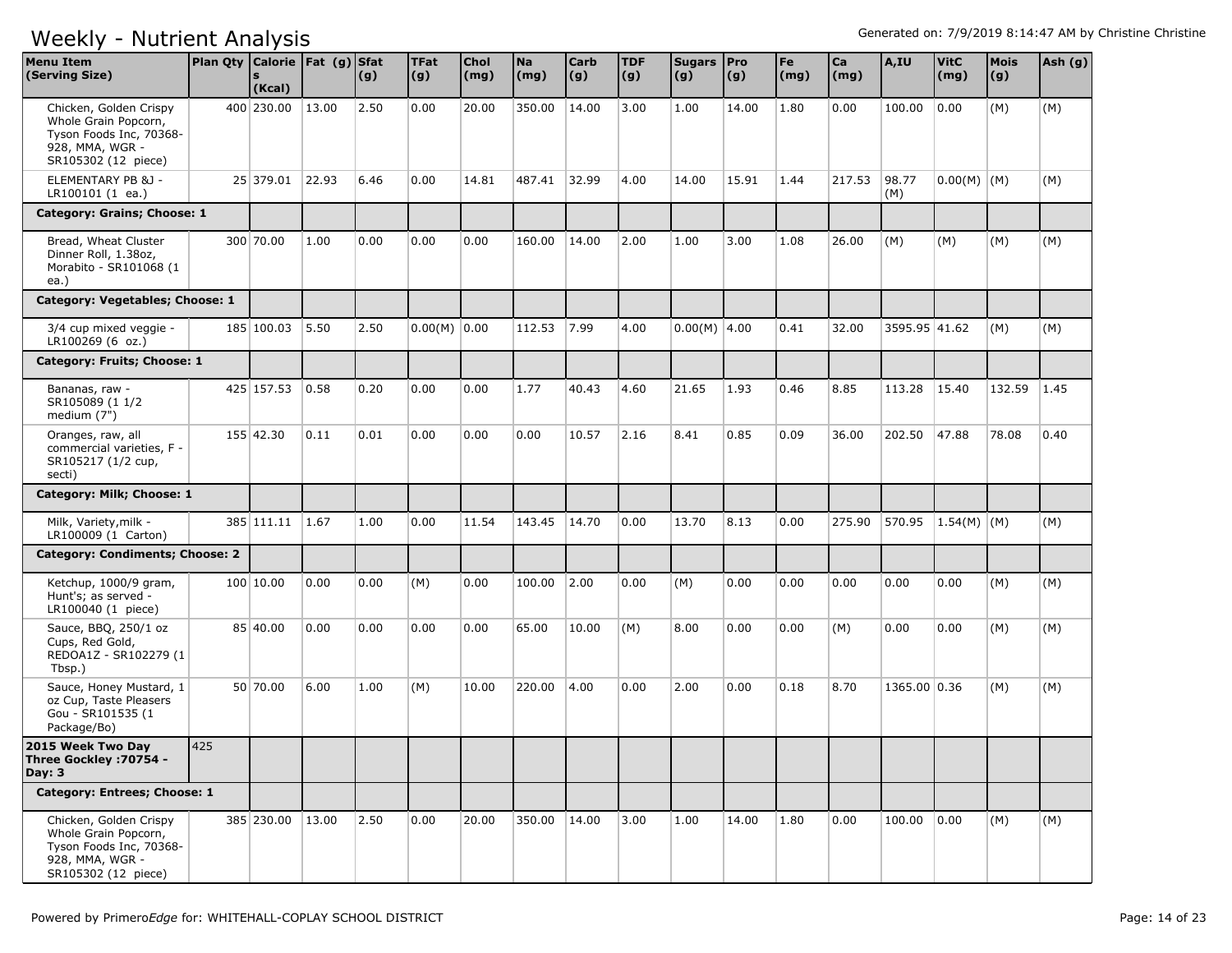# Weekly - Nutrient Analysis

Generated on: 7/9/2019 8:14:47 AM by Christine Christine

| Menu Item (Serving Size) | Plan Qty | Calories (Kcal) | Fat (g) | Sfat (g) | TFat (g) | Chol (mg) | Na (mg) | Carb (g) | TDF (g) | Sugars (g) | Pro (g) | Fe (mg) | Ca (mg) | A,IU | VitC (mg) | Mois (g) | Ash (g) |
|---|---|---|---|---|---|---|---|---|---|---|---|---|---|---|---|---|---|
| Chicken, Golden Crispy Whole Grain Popcorn, Tyson Foods Inc, 70368-928, MMA, WGR - SR105302 (12 piece) | 400 | 230.00 | 13.00 | 2.50 | 0.00 | 20.00 | 350.00 | 14.00 | 3.00 | 1.00 | 14.00 | 1.80 | 0.00 | 100.00 | 0.00 | (M) | (M) |
| ELEMENTARY PB &J - LR100101 (1 ea.) | 25 | 379.01 | 22.93 | 6.46 | 0.00 | 14.81 | 487.41 | 32.99 | 4.00 | 14.00 | 15.91 | 1.44 | 217.53 | 98.77 (M) | 0.00(M) | (M) | (M) |
| **Category: Grains; Choose: 1** | | | | | | | | | | | | | | | | | |
| Bread, Wheat Cluster Dinner Roll, 1.38oz, Morabito - SR101068 (1 ea.) | 300 | 70.00 | 1.00 | 0.00 | 0.00 | 0.00 | 160.00 | 14.00 | 2.00 | 1.00 | 3.00 | 1.08 | 26.00 | (M) | (M) | (M) | (M) |
| **Category: Vegetables; Choose: 1** | | | | | | | | | | | | | | | | | |
| 3/4 cup mixed veggie - LR100269 (6 oz.) | 185 | 100.03 | 5.50 | 2.50 | 0.00(M) | 0.00 | 112.53 | 7.99 | 4.00 | 0.00(M) | 4.00 | 0.41 | 32.00 | 3595.95 | 41.62 | (M) | (M) |
| **Category: Fruits; Choose: 1** | | | | | | | | | | | | | | | | | |
| Bananas, raw - SR105089 (1 1/2 medium (7") | 425 | 157.53 | 0.58 | 0.20 | 0.00 | 0.00 | 1.77 | 40.43 | 4.60 | 21.65 | 1.93 | 0.46 | 8.85 | 113.28 | 15.40 | 132.59 | 1.45 |
| Oranges, raw, all commercial varieties, F - SR105217 (1/2 cup, secti) | 155 | 42.30 | 0.11 | 0.01 | 0.00 | 0.00 | 0.00 | 10.57 | 2.16 | 8.41 | 0.85 | 0.09 | 36.00 | 202.50 | 47.88 | 78.08 | 0.40 |
| **Category: Milk; Choose: 1** | | | | | | | | | | | | | | | | | |
| Milk, Variety,milk - LR100009 (1 Carton) | 385 | 111.11 | 1.67 | 1.00 | 0.00 | 11.54 | 143.45 | 14.70 | 0.00 | 13.70 | 8.13 | 0.00 | 275.90 | 570.95 | 1.54(M) | (M) | (M) |
| **Category: Condiments; Choose: 2** | | | | | | | | | | | | | | | | | |
| Ketchup, 1000/9 gram, Hunt's; as served - LR100040 (1 piece) | 100 | 10.00 | 0.00 | 0.00 | (M) | 0.00 | 100.00 | 2.00 | 0.00 | (M) | 0.00 | 0.00 | 0.00 | 0.00 | 0.00 | (M) | (M) |
| Sauce, BBQ, 250/1 oz Cups, Red Gold, REDOA1Z - SR102279 (1 Tbsp.) | 85 | 40.00 | 0.00 | 0.00 | 0.00 | 0.00 | 65.00 | 10.00 | (M) | 8.00 | 0.00 | 0.00 | (M) | 0.00 | 0.00 | (M) | (M) |
| Sauce, Honey Mustard, 1 oz Cup, Taste Pleasers Gou - SR101535 (1 Package/Bo) | 50 | 70.00 | 6.00 | 1.00 | (M) | 10.00 | 220.00 | 4.00 | 0.00 | 2.00 | 0.00 | 0.18 | 8.70 | 1365.00 | 0.36 | (M) | (M) |
| **2015 Week Two Day Three Gockley :70754 - Day: 3** | 425 | | | | | | | | | | | | | | | | |
| **Category: Entrees; Choose: 1** | | | | | | | | | | | | | | | | | |
| Chicken, Golden Crispy Whole Grain Popcorn, Tyson Foods Inc, 70368-928, MMA, WGR - SR105302 (12 piece) | 385 | 230.00 | 13.00 | 2.50 | 0.00 | 20.00 | 350.00 | 14.00 | 3.00 | 1.00 | 14.00 | 1.80 | 0.00 | 100.00 | 0.00 | (M) | (M) |

Powered by PrimeroEdge for: WHITEHALL-COPLAY SCHOOL DISTRICT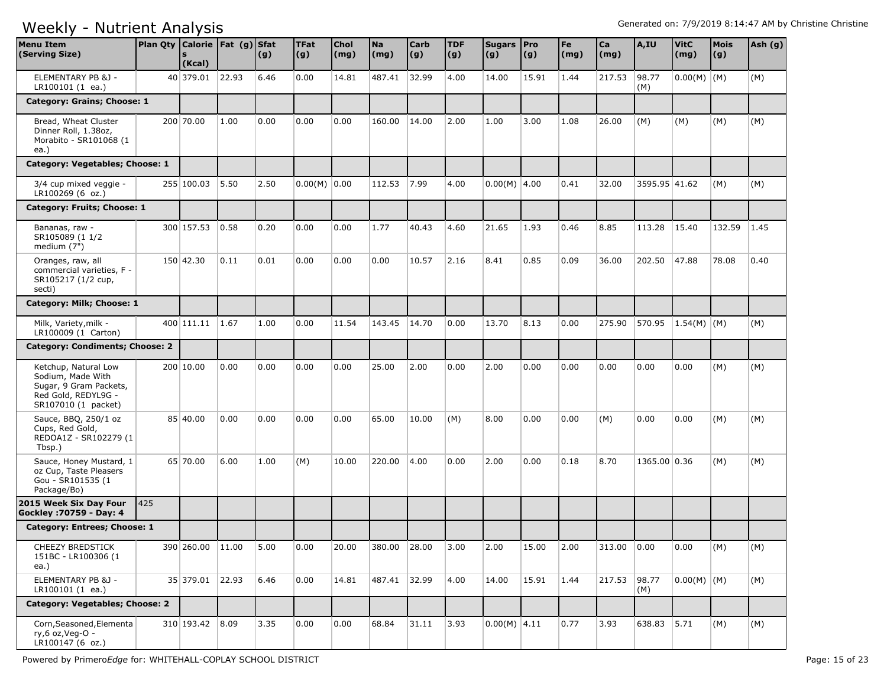# Weekly - Nutrient Analysis

Generated on: 7/9/2019 8:14:47 AM by Christine Christine

| Menu Item (Serving Size) | Plan Qty | Calories (Kcal) | Fat (g) | Sfat (g) | TFat (g) | Chol (mg) | Na (mg) | Carb (g) | TDF (g) | Sugars (g) | Pro (g) | Fe (mg) | Ca (mg) | A,IU | VitC (mg) | Mois (g) | Ash (g) |
|---|---|---|---|---|---|---|---|---|---|---|---|---|---|---|---|---|---|
| ELEMENTARY PB &J - LR100101 (1 ea.) | 40 | 379.01 | 22.93 | 6.46 | 0.00 | 14.81 | 487.41 | 32.99 | 4.00 | 14.00 | 15.91 | 1.44 | 217.53 | 98.77 (M) | 0.00(M) | (M) | (M) |
| **Category: Grains; Choose: 1** | | | | | | | | | | | | | | | | | |
| Bread, Wheat Cluster Dinner Roll, 1.38oz, Morabito - SR101068 (1 ea.) | 200 | 70.00 | 1.00 | 0.00 | 0.00 | 0.00 | 160.00 | 14.00 | 2.00 | 1.00 | 3.00 | 1.08 | 26.00 | (M) | (M) | (M) | (M) |
| **Category: Vegetables; Choose: 1** | | | | | | | | | | | | | | | | | |
| 3/4 cup mixed veggie - LR100269 (6 oz.) | 255 | 100.03 | 5.50 | 2.50 | 0.00(M) | 0.00 | 112.53 | 7.99 | 4.00 | 0.00(M) | 4.00 | 0.41 | 32.00 | 3595.95 | 41.62 | (M) | (M) |
| **Category: Fruits; Choose: 1** | | | | | | | | | | | | | | | | | |
| Bananas, raw - SR105089 (1 1/2 medium (7") | 300 | 157.53 | 0.58 | 0.20 | 0.00 | 0.00 | 1.77 | 40.43 | 4.60 | 21.65 | 1.93 | 0.46 | 8.85 | 113.28 | 15.40 | 132.59 | 1.45 |
| Oranges, raw, all commercial varieties, F - SR105217 (1/2 cup, secti) | 150 | 42.30 | 0.11 | 0.01 | 0.00 | 0.00 | 0.00 | 10.57 | 2.16 | 8.41 | 0.85 | 0.09 | 36.00 | 202.50 | 47.88 | 78.08 | 0.40 |
| **Category: Milk; Choose: 1** | | | | | | | | | | | | | | | | | |
| Milk, Variety,milk - LR100009 (1 Carton) | 400 | 111.11 | 1.67 | 1.00 | 0.00 | 11.54 | 143.45 | 14.70 | 0.00 | 13.70 | 8.13 | 0.00 | 275.90 | 570.95 | 1.54(M) | (M) | (M) |
| **Category: Condiments; Choose: 2** | | | | | | | | | | | | | | | | | |
| Ketchup, Natural Low Sodium, Made With Sugar, 9 Gram Packets, Red Gold, REDYL9G - SR107010 (1 packet) | 200 | 10.00 | 0.00 | 0.00 | 0.00 | 0.00 | 25.00 | 2.00 | 0.00 | 2.00 | 0.00 | 0.00 | 0.00 | 0.00 | 0.00 | (M) | (M) |
| Sauce, BBQ, 250/1 oz Cups, Red Gold, REDOA1Z - SR102279 (1 Tbsp.) | 85 | 40.00 | 0.00 | 0.00 | 0.00 | 0.00 | 65.00 | 10.00 | (M) | 8.00 | 0.00 | 0.00 | (M) | 0.00 | 0.00 | (M) | (M) |
| Sauce, Honey Mustard, 1 oz Cup, Taste Pleasers Gou - SR101535 (1 Package/Bo) | 65 | 70.00 | 6.00 | 1.00 | (M) | 10.00 | 220.00 | 4.00 | 0.00 | 2.00 | 0.00 | 0.18 | 8.70 | 1365.00 | 0.36 | (M) | (M) |
| **2015 Week Six Day Four Gockley :70759 - Day: 4** | 425 | | | | | | | | | | | | | | | | |
| **Category: Entrees; Choose: 1** | | | | | | | | | | | | | | | | | |
| CHEEZY BREDSTICK 151BC - LR100306 (1 ea.) | 390 | 260.00 | 11.00 | 5.00 | 0.00 | 20.00 | 380.00 | 28.00 | 3.00 | 2.00 | 15.00 | 2.00 | 313.00 | 0.00 | 0.00 | (M) | (M) |
| ELEMENTARY PB &J - LR100101 (1 ea.) | 35 | 379.01 | 22.93 | 6.46 | 0.00 | 14.81 | 487.41 | 32.99 | 4.00 | 14.00 | 15.91 | 1.44 | 217.53 | 98.77 (M) | 0.00(M) | (M) | (M) |
| **Category: Vegetables; Choose: 2** | | | | | | | | | | | | | | | | | |
| Corn,Seasoned,Elementary,6 oz,Veg-O - LR100147 (6 oz.) | 310 | 193.42 | 8.09 | 3.35 | 0.00 | 0.00 | 68.84 | 31.11 | 3.93 | 0.00(M) | 4.11 | 0.77 | 3.93 | 638.83 | 5.71 | (M) | (M) |

Powered by Primero*Edge* for: WHITEHALL-COPLAY SCHOOL DISTRICT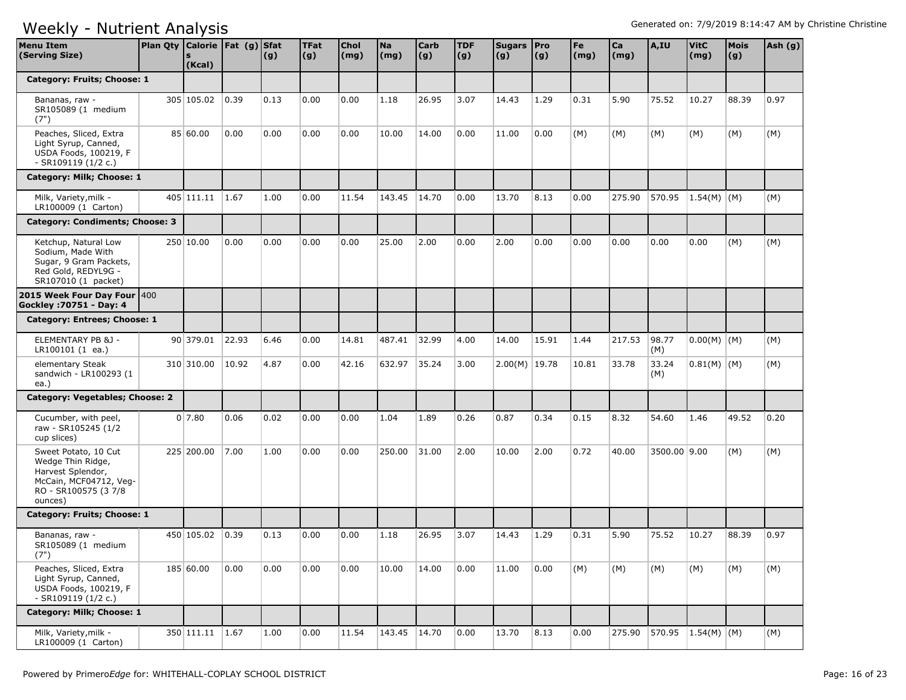# Weekly - Nutrient Analysis

Generated on: 7/9/2019 8:14:47 AM by Christine Christine

| Menu Item (Serving Size) | Plan Qty | Calories (Kcal) | Fat (g) | Sfat (g) | TFat (g) | Chol (mg) | Na (mg) | Carb (g) | TDF (g) | Sugars (g) | Pro (g) | Fe (mg) | Ca (mg) | A,IU | VitC (mg) | Mois (g) | Ash (g) |
|---|---|---|---|---|---|---|---|---|---|---|---|---|---|---|---|---|---|
| **Category: Fruits; Choose: 1** | | | | | | | | | | | | | | | | | |
| Bananas, raw - SR105089 (1 medium (7") | 305 | 105.02 | 0.39 | 0.13 | 0.00 | 0.00 | 1.18 | 26.95 | 3.07 | 14.43 | 1.29 | 0.31 | 5.90 | 75.52 | 10.27 | 88.39 | 0.97 |
| Peaches, Sliced, Extra Light Syrup, Canned, USDA Foods, 100219, F - SR109119 (1/2 c.) | 85 | 60.00 | 0.00 | 0.00 | 0.00 | 0.00 | 10.00 | 14.00 | 0.00 | 11.00 | 0.00 | (M) | (M) | (M) | (M) | (M) | (M) |
| **Category: Milk; Choose: 1** | | | | | | | | | | | | | | | | | |
| Milk, Variety,milk - LR100009 (1 Carton) | 405 | 111.11 | 1.67 | 1.00 | 0.00 | 11.54 | 143.45 | 14.70 | 0.00 | 13.70 | 8.13 | 0.00 | 275.90 | 570.95 | 1.54(M) | (M) | (M) |
| **Category: Condiments; Choose: 3** | | | | | | | | | | | | | | | | | |
| Ketchup, Natural Low Sodium, Made With Sugar, 9 Gram Packets, Red Gold, REDYL9G - SR107010 (1 packet) | 250 | 10.00 | 0.00 | 0.00 | 0.00 | 0.00 | 25.00 | 2.00 | 0.00 | 2.00 | 0.00 | 0.00 | 0.00 | 0.00 | 0.00 | (M) | (M) |
| **2015 Week Four Day Four Gockley :70751 - Day: 4** | 400 | | | | | | | | | | | | | | | | |
| **Category: Entrees; Choose: 1** | | | | | | | | | | | | | | | | | |
| ELEMENTARY PB &J - LR100101 (1 ea.) | 90 | 379.01 | 22.93 | 6.46 | 0.00 | 14.81 | 487.41 | 32.99 | 4.00 | 14.00 | 15.91 | 1.44 | 217.53 | 98.77 (M) | 0.00(M) | (M) | (M) |
| elementary Steak sandwich - LR100293 (1 ea.) | 310 | 310.00 | 10.92 | 4.87 | 0.00 | 42.16 | 632.97 | 35.24 | 3.00 | 2.00(M) | 19.78 | 10.81 | 33.78 | 33.24 (M) | 0.81(M) | (M) | (M) |
| **Category: Vegetables; Choose: 2** | | | | | | | | | | | | | | | | | |
| Cucumber, with peel, raw - SR105245 (1/2 cup slices) | 0 | 7.80 | 0.06 | 0.02 | 0.00 | 0.00 | 1.04 | 1.89 | 0.26 | 0.87 | 0.34 | 0.15 | 8.32 | 54.60 | 1.46 | 49.52 | 0.20 |
| Sweet Potato, 10 Cut Wedge Thin Ridge, Harvest Splendor, McCain, MCF04712, Veg-RO - SR100575 (3 7/8 ounces) | 225 | 200.00 | 7.00 | 1.00 | 0.00 | 0.00 | 250.00 | 31.00 | 2.00 | 10.00 | 2.00 | 0.72 | 40.00 | 3500.00 | 9.00 | (M) | (M) |
| **Category: Fruits; Choose: 1** | | | | | | | | | | | | | | | | | |
| Bananas, raw - SR105089 (1 medium (7") | 450 | 105.02 | 0.39 | 0.13 | 0.00 | 0.00 | 1.18 | 26.95 | 3.07 | 14.43 | 1.29 | 0.31 | 5.90 | 75.52 | 10.27 | 88.39 | 0.97 |
| Peaches, Sliced, Extra Light Syrup, Canned, USDA Foods, 100219, F - SR109119 (1/2 c.) | 185 | 60.00 | 0.00 | 0.00 | 0.00 | 0.00 | 10.00 | 14.00 | 0.00 | 11.00 | 0.00 | (M) | (M) | (M) | (M) | (M) | (M) |
| **Category: Milk; Choose: 1** | | | | | | | | | | | | | | | | | |
| Milk, Variety,milk - LR100009 (1 Carton) | 350 | 111.11 | 1.67 | 1.00 | 0.00 | 11.54 | 143.45 | 14.70 | 0.00 | 13.70 | 8.13 | 0.00 | 275.90 | 570.95 | 1.54(M) | (M) | (M) |

Powered by Primero*Edge* for: WHITEHALL-COPLAY SCHOOL DISTRICT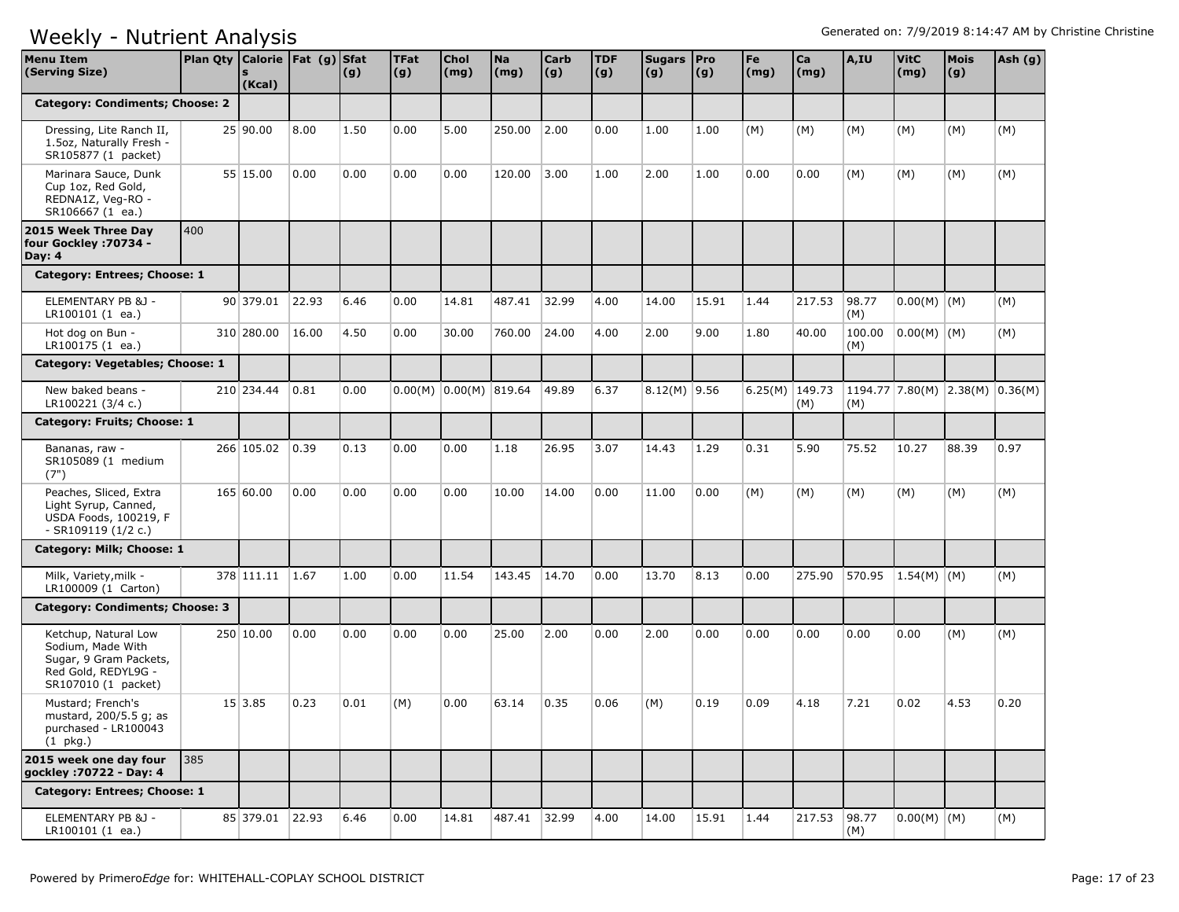# Weekly - Nutrient Analysis

Generated on: 7/9/2019 8:14:47 AM by Christine Christine

| Menu Item (Serving Size) | Plan Qty | Calories (Kcal) | Fat (g) | Sfat (g) | TFat (g) | Chol (mg) | Na (mg) | Carb (g) | TDF (g) | Sugars (g) | Pro (g) | Fe (mg) | Ca (mg) | A,IU | VitC (mg) | Mois (g) | Ash (g) |
|---|---|---|---|---|---|---|---|---|---|---|---|---|---|---|---|---|---|
| **Category: Condiments; Choose: 2** | | | | | | | | | | | | | | | | | |
| Dressing, Lite Ranch II, 1.5oz, Naturally Fresh - SR105877 (1 packet) | 25 | 90.00 | 8.00 | 1.50 | 0.00 | 5.00 | 250.00 | 2.00 | 0.00 | 1.00 | 1.00 | (M) | (M) | (M) | (M) | (M) | (M) |
| Marinara Sauce, Dunk Cup 1oz, Red Gold, REDNA1Z, Veg-RO - SR106667 (1 ea.) | 55 | 15.00 | 0.00 | 0.00 | 0.00 | 0.00 | 120.00 | 3.00 | 1.00 | 2.00 | 1.00 | 0.00 | 0.00 | (M) | (M) | (M) | (M) |
| **2015 Week Three Day four Gockley :70734 - Day: 4** | 400 | | | | | | | | | | | | | | | | |
| **Category: Entrees; Choose: 1** | | | | | | | | | | | | | | | | | |
| ELEMENTARY PB &J - LR100101 (1 ea.) | 90 | 379.01 | 22.93 | 6.46 | 0.00 | 14.81 | 487.41 | 32.99 | 4.00 | 14.00 | 15.91 | 1.44 | 217.53 | 98.77 (M) | 0.00(M) | (M) | (M) |
| Hot dog on Bun - LR100175 (1 ea.) | 310 | 280.00 | 16.00 | 4.50 | 0.00 | 30.00 | 760.00 | 24.00 | 4.00 | 2.00 | 9.00 | 1.80 | 40.00 | 100.00 (M) | 0.00(M) | (M) | (M) |
| **Category: Vegetables; Choose: 1** | | | | | | | | | | | | | | | | | |
| New baked beans - LR100221 (3/4 c.) | 210 | 234.44 | 0.81 | 0.00 | 0.00(M) | 0.00(M) | 819.64 | 49.89 | 6.37 | 8.12(M) | 9.56 | 6.25(M) | 149.73 (M) | 1194.77 (M) | 7.80(M) | 2.38(M) | 0.36(M) |
| **Category: Fruits; Choose: 1** | | | | | | | | | | | | | | | | | |
| Bananas, raw - SR105089 (1 medium (7") | 266 | 105.02 | 0.39 | 0.13 | 0.00 | 0.00 | 1.18 | 26.95 | 3.07 | 14.43 | 1.29 | 0.31 | 5.90 | 75.52 | 10.27 | 88.39 | 0.97 |
| Peaches, Sliced, Extra Light Syrup, Canned, USDA Foods, 100219, F - SR109119 (1/2 c.) | 165 | 60.00 | 0.00 | 0.00 | 0.00 | 0.00 | 10.00 | 14.00 | 0.00 | 11.00 | 0.00 | (M) | (M) | (M) | (M) | (M) | (M) |
| **Category: Milk; Choose: 1** | | | | | | | | | | | | | | | | | |
| Milk, Variety,milk - LR100009 (1 Carton) | 378 | 111.11 | 1.67 | 1.00 | 0.00 | 11.54 | 143.45 | 14.70 | 0.00 | 13.70 | 8.13 | 0.00 | 275.90 | 570.95 | 1.54(M) | (M) | (M) |
| **Category: Condiments; Choose: 3** | | | | | | | | | | | | | | | | | |
| Ketchup, Natural Low Sodium, Made With Sugar, 9 Gram Packets, Red Gold, REDYL9G - SR107010 (1 packet) | 250 | 10.00 | 0.00 | 0.00 | 0.00 | 0.00 | 25.00 | 2.00 | 0.00 | 2.00 | 0.00 | 0.00 | 0.00 | 0.00 | 0.00 | (M) | (M) |
| Mustard; French's mustard, 200/5.5 g; as purchased - LR100043 (1 pkg.) | 15 | 3.85 | 0.23 | 0.01 | (M) | 0.00 | 63.14 | 0.35 | 0.06 | (M) | 0.19 | 0.09 | 4.18 | 7.21 | 0.02 | 4.53 | 0.20 |
| **2015 week one day four gockley :70722 - Day: 4** | 385 | | | | | | | | | | | | | | | | |
| **Category: Entrees; Choose: 1** | | | | | | | | | | | | | | | | | |
| ELEMENTARY PB &J - LR100101 (1 ea.) | 85 | 379.01 | 22.93 | 6.46 | 0.00 | 14.81 | 487.41 | 32.99 | 4.00 | 14.00 | 15.91 | 1.44 | 217.53 | 98.77 (M) | 0.00(M) | (M) | (M) |

Powered by Primero*Edge* for: WHITEHALL-COPLAY SCHOOL DISTRICT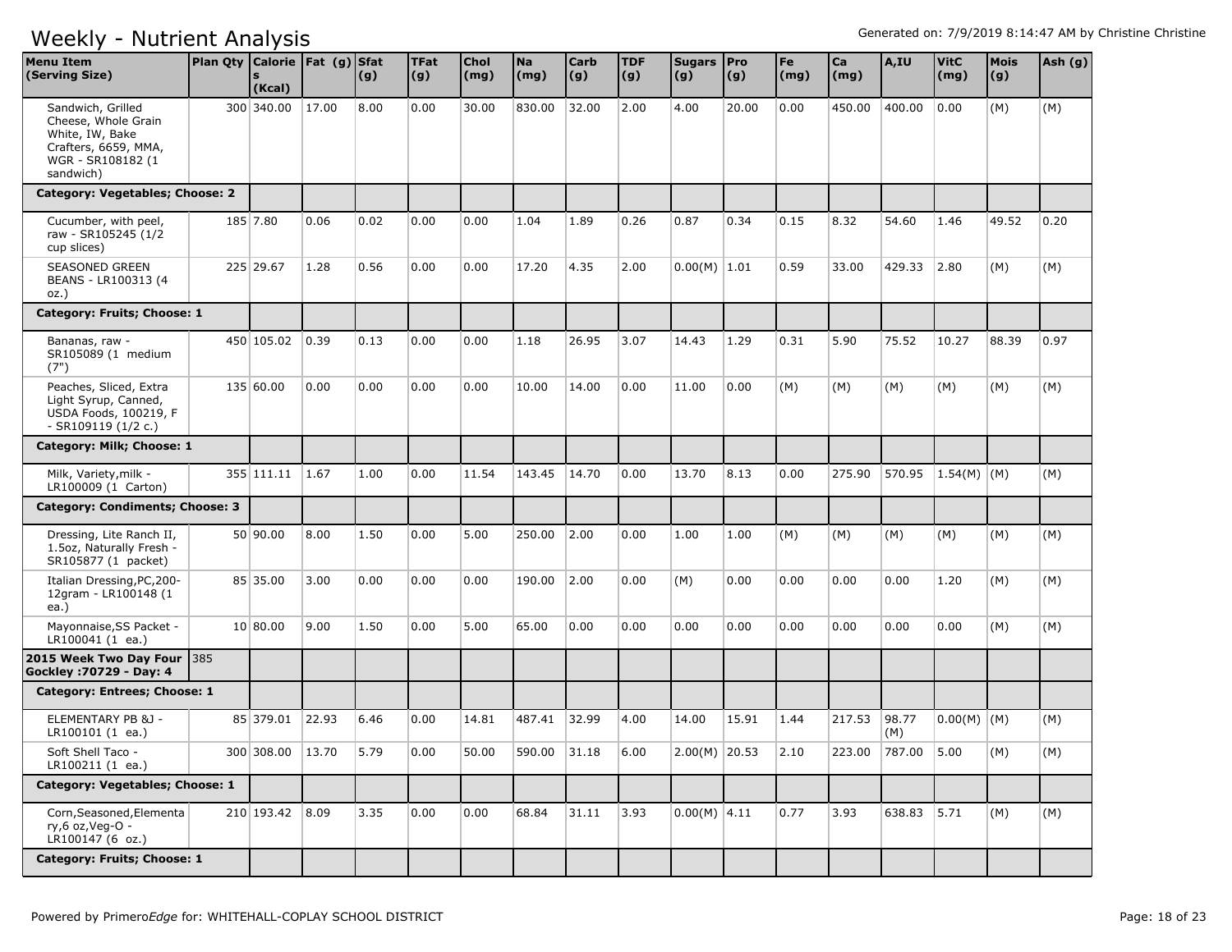# Weekly - Nutrient Analysis

Generated on: 7/9/2019 8:14:47 AM by Christine Christine

| Menu Item (Serving Size) | Plan Qty | Calories (Kcal) | Fat (g) | Sfat (g) | TFat (g) | Chol (mg) | Na (mg) | Carb (g) | TDF (g) | Sugars (g) | Pro (g) | Fe (mg) | Ca (mg) | A,IU | VitC (mg) | Mois (g) | Ash (g) |
|---|---|---|---|---|---|---|---|---|---|---|---|---|---|---|---|---|---|
| Sandwich, Grilled Cheese, Whole Grain White, IW, Bake Crafters, 6659, MMA, WGR - SR108182 (1 sandwich) | | 300 340.00 | 17.00 | 8.00 | 0.00 | 30.00 | 830.00 | 32.00 | 2.00 | 4.00 | 20.00 | 0.00 | 450.00 | 400.00 | 0.00 | (M) | (M) |
| **Category: Vegetables; Choose: 2** | | | | | | | | | | | | | | | | | |
| Cucumber, with peel, raw - SR105245 (1/2 cup slices) | | 185 7.80 | 0.06 | 0.02 | 0.00 | 0.00 | 1.04 | 1.89 | 0.26 | 0.87 | 0.34 | 0.15 | 8.32 | 54.60 | 1.46 | 49.52 | 0.20 |
| SEASONED GREEN BEANS - LR100313 (4 oz.) | | 225 29.67 | 1.28 | 0.56 | 0.00 | 0.00 | 17.20 | 4.35 | 2.00 | 0.00(M) | 1.01 | 0.59 | 33.00 | 429.33 | 2.80 | (M) | (M) |
| **Category: Fruits; Choose: 1** | | | | | | | | | | | | | | | | | |
| Bananas, raw - SR105089 (1 medium (7") | | 450 105.02 | 0.39 | 0.13 | 0.00 | 0.00 | 1.18 | 26.95 | 3.07 | 14.43 | 1.29 | 0.31 | 5.90 | 75.52 | 10.27 | 88.39 | 0.97 |
| Peaches, Sliced, Extra Light Syrup, Canned, USDA Foods, 100219, F - SR109119 (1/2 c.) | | 135 60.00 | 0.00 | 0.00 | 0.00 | 0.00 | 10.00 | 14.00 | 0.00 | 11.00 | 0.00 | (M) | (M) | (M) | (M) | (M) | (M) |
| **Category: Milk; Choose: 1** | | | | | | | | | | | | | | | | | |
| Milk, Variety,milk - LR100009 (1 Carton) | | 355 111.11 | 1.67 | 1.00 | 0.00 | 11.54 | 143.45 | 14.70 | 0.00 | 13.70 | 8.13 | 0.00 | 275.90 | 570.95 | 1.54(M) | (M) | (M) |
| **Category: Condiments; Choose: 3** | | | | | | | | | | | | | | | | | |
| Dressing, Lite Ranch II, 1.5oz, Naturally Fresh - SR105877 (1 packet) | | 50 90.00 | 8.00 | 1.50 | 0.00 | 5.00 | 250.00 | 2.00 | 0.00 | 1.00 | 1.00 | (M) | (M) | (M) | (M) | (M) | (M) |
| Italian Dressing,PC,200-12gram - LR100148 (1 ea.) | | 85 35.00 | 3.00 | 0.00 | 0.00 | 0.00 | 190.00 | 2.00 | 0.00 | (M) | 0.00 | 0.00 | 0.00 | 0.00 | 1.20 | (M) | (M) |
| Mayonnaise,SS Packet - LR100041 (1 ea.) | | 10 80.00 | 9.00 | 1.50 | 0.00 | 5.00 | 65.00 | 0.00 | 0.00 | 0.00 | 0.00 | 0.00 | 0.00 | 0.00 | 0.00 | (M) | (M) |
| **2015 Week Two Day Four Gockley :70729 - Day: 4** | 385 | | | | | | | | | | | | | | | | |
| **Category: Entrees; Choose: 1** | | | | | | | | | | | | | | | | | |
| ELEMENTARY PB &J - LR100101 (1 ea.) | | 85 379.01 | 22.93 | 6.46 | 0.00 | 14.81 | 487.41 | 32.99 | 4.00 | 14.00 | 15.91 | 1.44 | 217.53 | 98.77 (M) | 0.00(M) | (M) | (M) |
| Soft Shell Taco - LR100211 (1 ea.) | | 300 308.00 | 13.70 | 5.79 | 0.00 | 50.00 | 590.00 | 31.18 | 6.00 | 2.00(M) | 20.53 | 2.10 | 223.00 | 787.00 | 5.00 | (M) | (M) |
| **Category: Vegetables; Choose: 1** | | | | | | | | | | | | | | | | | |
| Corn,Seasoned,Elementary,6 oz,Veg-O - LR100147 (6 oz.) | | 210 193.42 | 8.09 | 3.35 | 0.00 | 0.00 | 68.84 | 31.11 | 3.93 | 0.00(M) | 4.11 | 0.77 | 3.93 | 638.83 | 5.71 | (M) | (M) |
| **Category: Fruits; Choose: 1** | | | | | | | | | | | | | | | | | |

Powered by PrimeroEdge for: WHITEHALL-COPLAY SCHOOL DISTRICT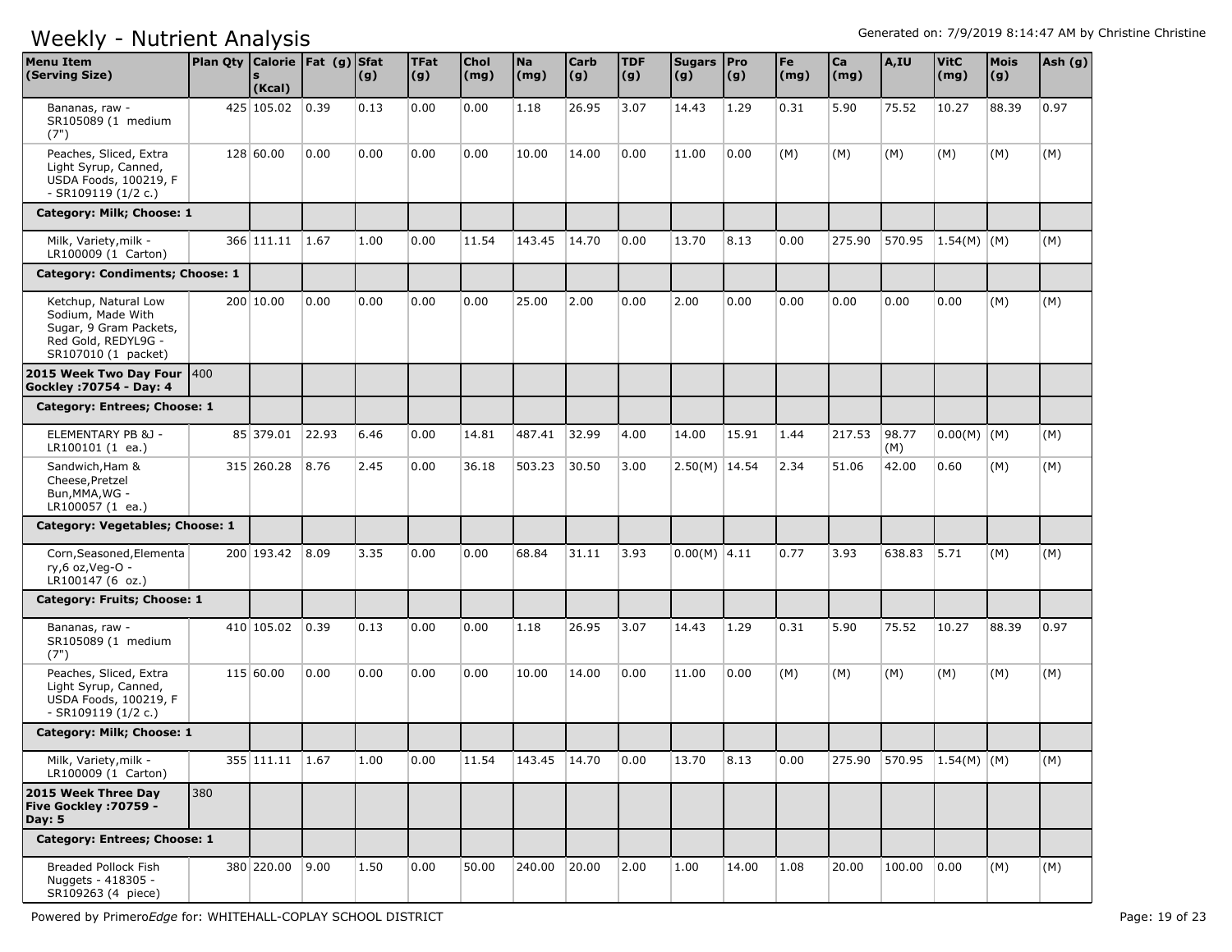# Weekly - Nutrient Analysis

Generated on: 7/9/2019 8:14:47 AM by Christine Christine

| Menu Item (Serving Size) | Plan Qty | Calories (Kcal) | Fat (g) | Sfat (g) | TFat (g) | Chol (mg) | Na (mg) | Carb (g) | TDF (g) | Sugars (g) | Pro (g) | Fe (mg) | Ca (mg) | A,IU | VitC (mg) | Mois (g) | Ash (g) |
|---|---|---|---|---|---|---|---|---|---|---|---|---|---|---|---|---|---|
| Bananas, raw - SR105089 (1 medium (7") | 425 | 105.02 | 0.39 | 0.13 | 0.00 | 0.00 | 1.18 | 26.95 | 3.07 | 14.43 | 1.29 | 0.31 | 5.90 | 75.52 | 10.27 | 88.39 | 0.97 |
| Peaches, Sliced, Extra Light Syrup, Canned, USDA Foods, 100219, F - SR109119 (1/2 c.) | 128 | 60.00 | 0.00 | 0.00 | 0.00 | 0.00 | 10.00 | 14.00 | 0.00 | 11.00 | 0.00 | (M) | (M) | (M) | (M) | (M) | (M) |
| **Category: Milk; Choose: 1** | | | | | | | | | | | | | | | | | |
| Milk, Variety,milk - LR100009 (1 Carton) | 366 | 111.11 | 1.67 | 1.00 | 0.00 | 11.54 | 143.45 | 14.70 | 0.00 | 13.70 | 8.13 | 0.00 | 275.90 | 570.95 | 1.54(M) | (M) | (M) |
| **Category: Condiments; Choose: 1** | | | | | | | | | | | | | | | | | |
| Ketchup, Natural Low Sodium, Made With Sugar, 9 Gram Packets, Red Gold, REDYL9G - SR107010 (1 packet) | 200 | 10.00 | 0.00 | 0.00 | 0.00 | 0.00 | 25.00 | 2.00 | 0.00 | 2.00 | 0.00 | 0.00 | 0.00 | 0.00 | 0.00 | (M) | (M) |
| **2015 Week Two Day Four Gockley :70754 - Day: 4** | 400 | | | | | | | | | | | | | | | | |
| **Category: Entrees; Choose: 1** | | | | | | | | | | | | | | | | | |
| ELEMENTARY PB &J - LR100101 (1 ea.) | 85 | 379.01 | 22.93 | 6.46 | 0.00 | 14.81 | 487.41 | 32.99 | 4.00 | 14.00 | 15.91 | 1.44 | 217.53 | 98.77 (M) | 0.00(M) | (M) | (M) |
| Sandwich,Ham & Cheese,Pretzel Bun,MMA,WG - LR100057 (1 ea.) | 315 | 260.28 | 8.76 | 2.45 | 0.00 | 36.18 | 503.23 | 30.50 | 3.00 | 2.50(M) | 14.54 | 2.34 | 51.06 | 42.00 | 0.60 | (M) | (M) |
| **Category: Vegetables; Choose: 1** | | | | | | | | | | | | | | | | | |
| Corn,Seasoned,Elementary,6 oz,Veg-O - LR100147 (6 oz.) | 200 | 193.42 | 8.09 | 3.35 | 0.00 | 0.00 | 68.84 | 31.11 | 3.93 | 0.00(M) | 4.11 | 0.77 | 3.93 | 638.83 | 5.71 | (M) | (M) |
| **Category: Fruits; Choose: 1** | | | | | | | | | | | | | | | | | |
| Bananas, raw - SR105089 (1 medium (7") | 410 | 105.02 | 0.39 | 0.13 | 0.00 | 0.00 | 1.18 | 26.95 | 3.07 | 14.43 | 1.29 | 0.31 | 5.90 | 75.52 | 10.27 | 88.39 | 0.97 |
| Peaches, Sliced, Extra Light Syrup, Canned, USDA Foods, 100219, F - SR109119 (1/2 c.) | 115 | 60.00 | 0.00 | 0.00 | 0.00 | 0.00 | 10.00 | 14.00 | 0.00 | 11.00 | 0.00 | (M) | (M) | (M) | (M) | (M) | (M) |
| **Category: Milk; Choose: 1** | | | | | | | | | | | | | | | | | |
| Milk, Variety,milk - LR100009 (1 Carton) | 355 | 111.11 | 1.67 | 1.00 | 0.00 | 11.54 | 143.45 | 14.70 | 0.00 | 13.70 | 8.13 | 0.00 | 275.90 | 570.95 | 1.54(M) | (M) | (M) |
| **2015 Week Three Day Five Gockley :70759 - Day: 5** | 380 | | | | | | | | | | | | | | | | |
| **Category: Entrees; Choose: 1** | | | | | | | | | | | | | | | | | |
| Breaded Pollock Fish Nuggets - 418305 - SR109263 (4 piece) | 380 | 220.00 | 9.00 | 1.50 | 0.00 | 50.00 | 240.00 | 20.00 | 2.00 | 1.00 | 14.00 | 1.08 | 20.00 | 100.00 | 0.00 | (M) | (M) |

Powered by Primero*Edge* for: WHITEHALL-COPLAY SCHOOL DISTRICT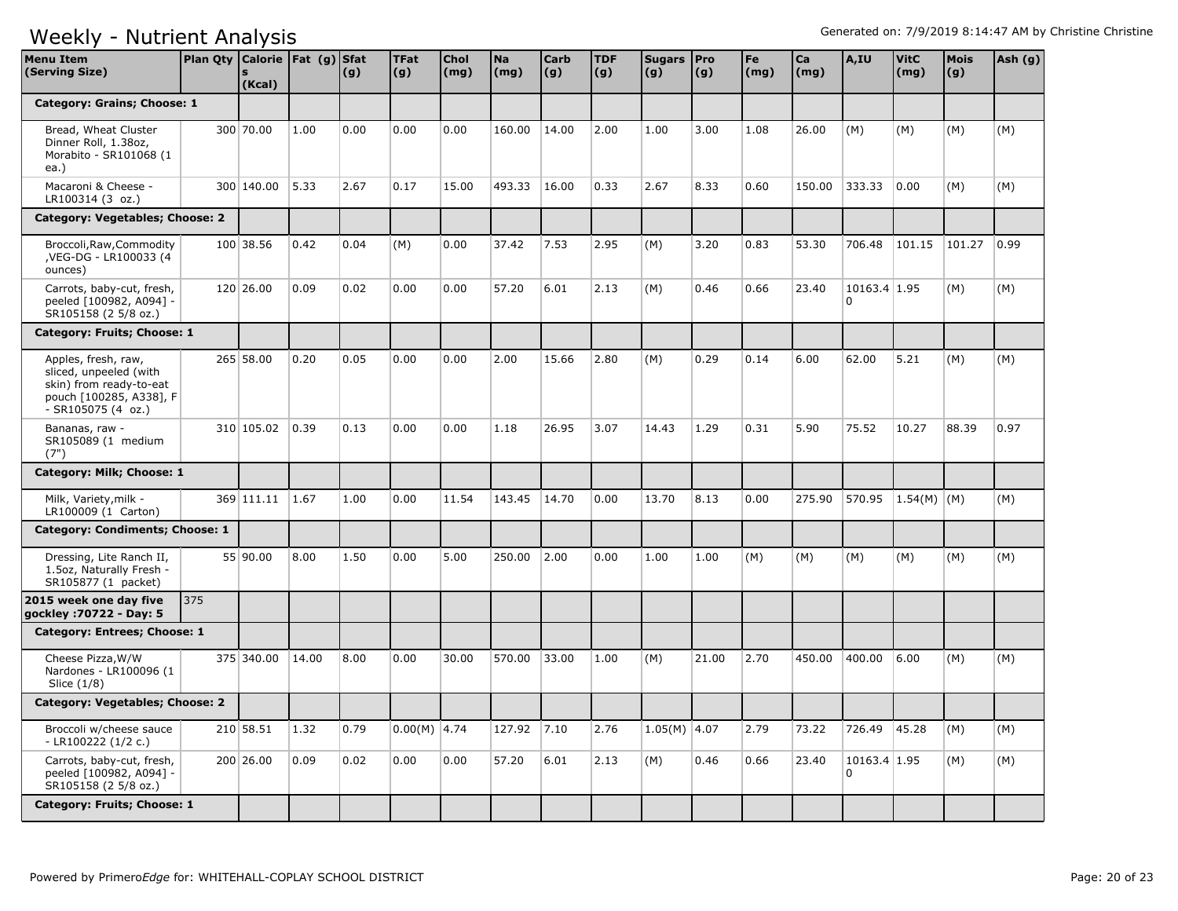# Weekly - Nutrient Analysis

Generated on: 7/9/2019 8:14:47 AM by Christine Christine

| Menu Item (Serving Size) | Plan Qty | Calories (Kcal) | Fat (g) | Sfat (g) | TFat (g) | Chol (mg) | Na (mg) | Carb (g) | TDF (g) | Sugars (g) | Pro (g) | Fe (mg) | Ca (mg) | A,IU | VitC (mg) | Mois (g) | Ash (g) |
|---|---|---|---|---|---|---|---|---|---|---|---|---|---|---|---|---|---|
| **Category: Grains; Choose: 1** | | | | | | | | | | | | | | | | | |
| Bread, Wheat Cluster Dinner Roll, 1.38oz, Morabito - SR101068 (1 ea.) | | 300 70.00 | 1.00 | 0.00 | 0.00 | 0.00 | 160.00 | 14.00 | 2.00 | 1.00 | 3.00 | 1.08 | 26.00 | (M) | (M) | (M) | (M) |
| Macaroni & Cheese - LR100314 (3 oz.) | | 300 140.00 | 5.33 | 2.67 | 0.17 | 15.00 | 493.33 | 16.00 | 0.33 | 2.67 | 8.33 | 0.60 | 150.00 | 333.33 | 0.00 | (M) | (M) |
| **Category: Vegetables; Choose: 2** | | | | | | | | | | | | | | | | | |
| Broccoli,Raw,Commodity ,VEG-DG - LR100033 (4 ounces) | | 100 38.56 | 0.42 | 0.04 | (M) | 0.00 | 37.42 | 7.53 | 2.95 | (M) | 3.20 | 0.83 | 53.30 | 706.48 | 101.15 | 101.27 | 0.99 |
| Carrots, baby-cut, fresh, peeled [100982, A094] - SR105158 (2 5/8 oz.) | | 120 26.00 | 0.09 | 0.02 | 0.00 | 0.00 | 57.20 | 6.01 | 2.13 | (M) | 0.46 | 0.66 | 23.40 | 10163.40 | 1.95 | (M) | (M) |
| **Category: Fruits; Choose: 1** | | | | | | | | | | | | | | | | | |
| Apples, fresh, raw, sliced, unpeeled (with skin) from ready-to-eat pouch [100285, A338], F - SR105075 (4 oz.) | | 265 58.00 | 0.20 | 0.05 | 0.00 | 0.00 | 2.00 | 15.66 | 2.80 | (M) | 0.29 | 0.14 | 6.00 | 62.00 | 5.21 | (M) | (M) |
| Bananas, raw - SR105089 (1 medium (7") | | 310 105.02 | 0.39 | 0.13 | 0.00 | 0.00 | 1.18 | 26.95 | 3.07 | 14.43 | 1.29 | 0.31 | 5.90 | 75.52 | 10.27 | 88.39 | 0.97 |
| **Category: Milk; Choose: 1** | | | | | | | | | | | | | | | | | |
| Milk, Variety,milk - LR100009 (1 Carton) | | 369 111.11 | 1.67 | 1.00 | 0.00 | 11.54 | 143.45 | 14.70 | 0.00 | 13.70 | 8.13 | 0.00 | 275.90 | 570.95 | 1.54(M) | (M) | (M) |
| **Category: Condiments; Choose: 1** | | | | | | | | | | | | | | | | | |
| Dressing, Lite Ranch II, 1.5oz, Naturally Fresh - SR105877 (1 packet) | | 55 90.00 | 8.00 | 1.50 | 0.00 | 5.00 | 250.00 | 2.00 | 0.00 | 1.00 | 1.00 | (M) | (M) | (M) | (M) | (M) | (M) |
| **2015 week one day five gockley :70722 - Day: 5** | 375 | | | | | | | | | | | | | | | | |
| **Category: Entrees; Choose: 1** | | | | | | | | | | | | | | | | | |
| Cheese Pizza,W/W Nardones - LR100096 (1 Slice (1/8) | | 375 340.00 | 14.00 | 8.00 | 0.00 | 30.00 | 570.00 | 33.00 | 1.00 | (M) | 21.00 | 2.70 | 450.00 | 400.00 | 6.00 | (M) | (M) |
| **Category: Vegetables; Choose: 2** | | | | | | | | | | | | | | | | | |
| Broccoli w/cheese sauce - LR100222 (1/2 c.) | | 210 58.51 | 1.32 | 0.79 | 0.00(M) | 4.74 | 127.92 | 7.10 | 2.76 | 1.05(M) | 4.07 | 2.79 | 73.22 | 726.49 | 45.28 | (M) | (M) |
| Carrots, baby-cut, fresh, peeled [100982, A094] - SR105158 (2 5/8 oz.) | | 200 26.00 | 0.09 | 0.02 | 0.00 | 0.00 | 57.20 | 6.01 | 2.13 | (M) | 0.46 | 0.66 | 23.40 | 10163.40 | 1.95 | (M) | (M) |
| **Category: Fruits; Choose: 1** | | | | | | | | | | | | | | | | | |

Powered by PrimeroEdge for: WHITEHALL-COPLAY SCHOOL DISTRICT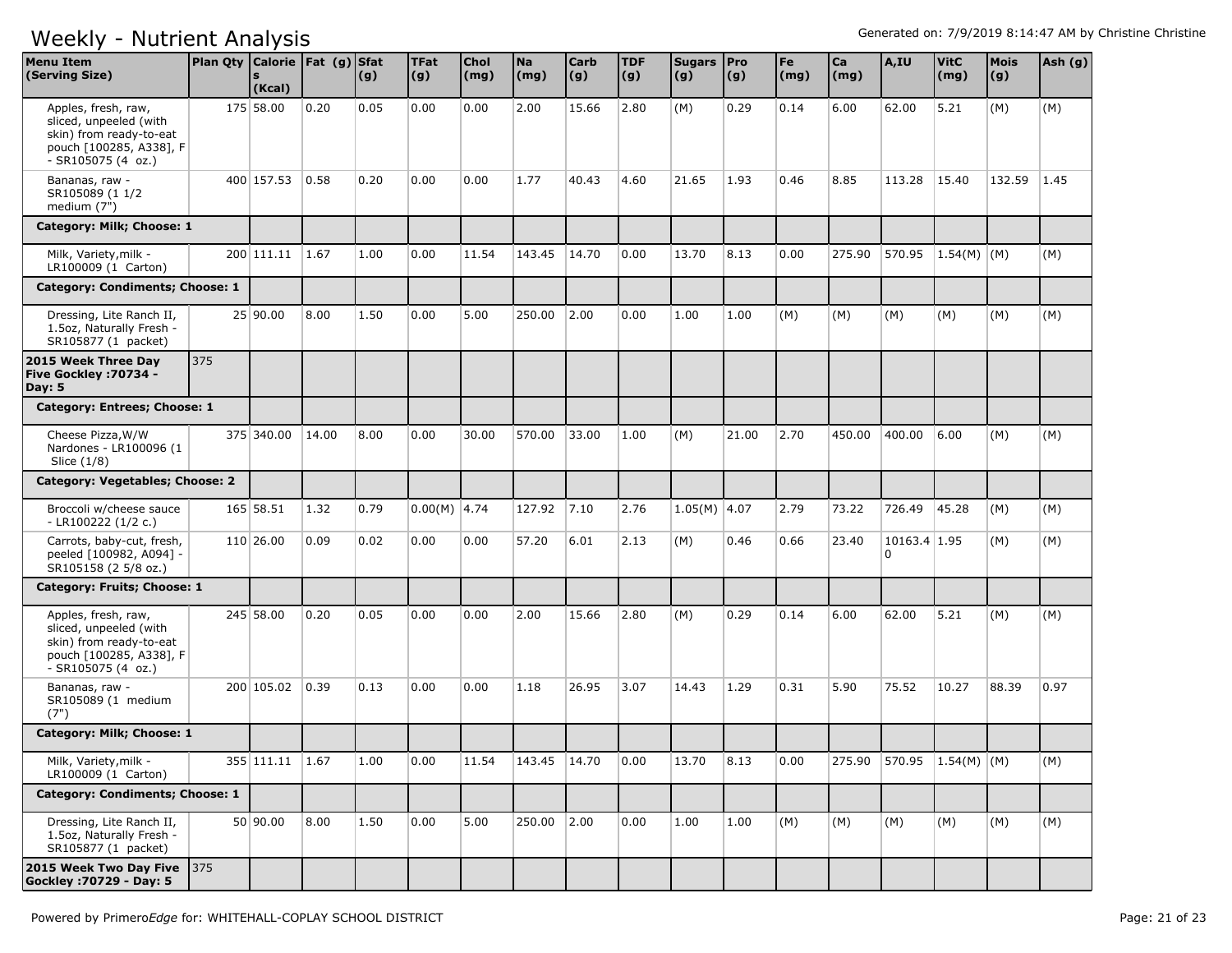# Weekly - Nutrient Analysis

Generated on: 7/9/2019 8:14:47 AM by Christine Christine

| Menu Item (Serving Size) | Plan Qty | Calories (Kcal) | Fat (g) | Sfat (g) | TFat (g) | Chol (mg) | Na (mg) | Carb (g) | TDF (g) | Sugars (g) | Pro (g) | Fe (mg) | Ca (mg) | A,IU | VitC (mg) | Mois (g) | Ash (g) |
|---|---|---|---|---|---|---|---|---|---|---|---|---|---|---|---|---|---|
| Apples, fresh, raw, sliced, unpeeled (with skin) from ready-to-eat pouch [100285, A338], F - SR105075 (4 oz.) | 175 | 58.00 | 0.20 | 0.05 | 0.00 | 0.00 | 2.00 | 15.66 | 2.80 | (M) | 0.29 | 0.14 | 6.00 | 62.00 | 5.21 | (M) | (M) |
| Bananas, raw - SR105089 (1 1/2 medium (7") | 400 | 157.53 | 0.58 | 0.20 | 0.00 | 0.00 | 1.77 | 40.43 | 4.60 | 21.65 | 1.93 | 0.46 | 8.85 | 113.28 | 15.40 | 132.59 | 1.45 |
| **Category: Milk; Choose: 1** | | | | | | | | | | | | | | | | | |
| Milk, Variety,milk - LR100009 (1 Carton) | 200 | 111.11 | 1.67 | 1.00 | 0.00 | 11.54 | 143.45 | 14.70 | 0.00 | 13.70 | 8.13 | 0.00 | 275.90 | 570.95 | 1.54(M) | (M) | (M) |
| **Category: Condiments; Choose: 1** | | | | | | | | | | | | | | | | | |
| Dressing, Lite Ranch II, 1.5oz, Naturally Fresh - SR105877 (1 packet) | 25 | 90.00 | 8.00 | 1.50 | 0.00 | 5.00 | 250.00 | 2.00 | 0.00 | 1.00 | 1.00 | (M) | (M) | (M) | (M) | (M) | (M) |
| **2015 Week Three Day Five Gockley :70734 - Day: 5** | 375 | | | | | | | | | | | | | | | | |
| **Category: Entrees; Choose: 1** | | | | | | | | | | | | | | | | | |
| Cheese Pizza,W/W Nardones - LR100096 (1 Slice (1/8) | 375 | 340.00 | 14.00 | 8.00 | 0.00 | 30.00 | 570.00 | 33.00 | 1.00 | (M) | 21.00 | 2.70 | 450.00 | 400.00 | 6.00 | (M) | (M) |
| **Category: Vegetables; Choose: 2** | | | | | | | | | | | | | | | | | |
| Broccoli w/cheese sauce - LR100222 (1/2 c.) | 165 | 58.51 | 1.32 | 0.79 | 0.00(M) | 4.74 | 127.92 | 7.10 | 2.76 | 1.05(M) | 4.07 | 2.79 | 73.22 | 726.49 | 45.28 | (M) | (M) |
| Carrots, baby-cut, fresh, peeled [100982, A094] - SR105158 (2 5/8 oz.) | 110 | 26.00 | 0.09 | 0.02 | 0.00 | 0.00 | 57.20 | 6.01 | 2.13 | (M) | 0.46 | 0.66 | 23.40 | 10163.40 | 1.95 | (M) | (M) |
| **Category: Fruits; Choose: 1** | | | | | | | | | | | | | | | | | |
| Apples, fresh, raw, sliced, unpeeled (with skin) from ready-to-eat pouch [100285, A338], F - SR105075 (4 oz.) | 245 | 58.00 | 0.20 | 0.05 | 0.00 | 0.00 | 2.00 | 15.66 | 2.80 | (M) | 0.29 | 0.14 | 6.00 | 62.00 | 5.21 | (M) | (M) |
| Bananas, raw - SR105089 (1 medium (7") | 200 | 105.02 | 0.39 | 0.13 | 0.00 | 0.00 | 1.18 | 26.95 | 3.07 | 14.43 | 1.29 | 0.31 | 5.90 | 75.52 | 10.27 | 88.39 | 0.97 |
| **Category: Milk; Choose: 1** | | | | | | | | | | | | | | | | | |
| Milk, Variety,milk - LR100009 (1 Carton) | 355 | 111.11 | 1.67 | 1.00 | 0.00 | 11.54 | 143.45 | 14.70 | 0.00 | 13.70 | 8.13 | 0.00 | 275.90 | 570.95 | 1.54(M) | (M) | (M) |
| **Category: Condiments; Choose: 1** | | | | | | | | | | | | | | | | | |
| Dressing, Lite Ranch II, 1.5oz, Naturally Fresh - SR105877 (1 packet) | 50 | 90.00 | 8.00 | 1.50 | 0.00 | 5.00 | 250.00 | 2.00 | 0.00 | 1.00 | 1.00 | (M) | (M) | (M) | (M) | (M) | (M) |
| **2015 Week Two Day Five Gockley :70729 - Day: 5** | 375 | | | | | | | | | | | | | | | | |

Powered by Primero*Edge* for: WHITEHALL-COPLAY SCHOOL DISTRICT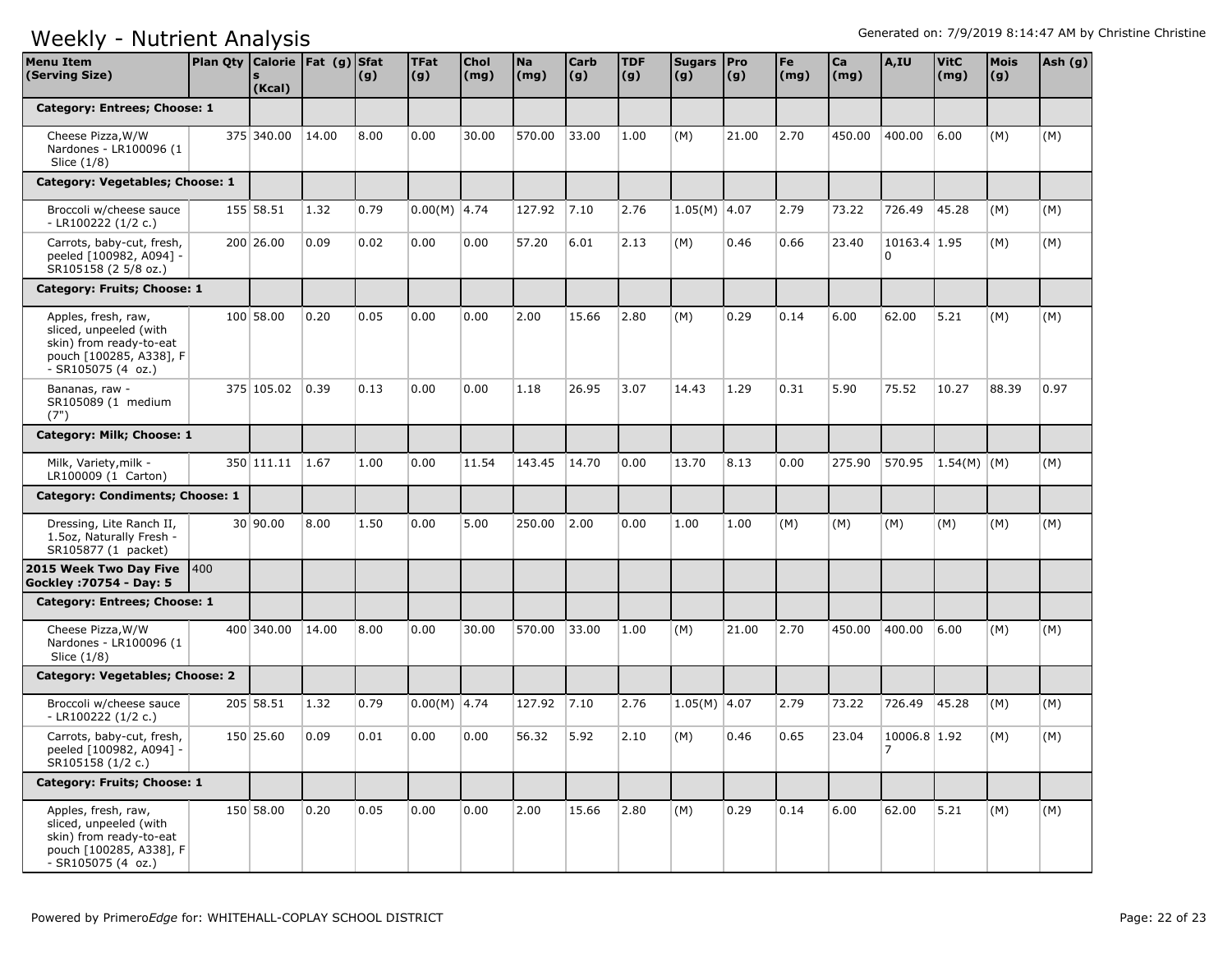# Weekly - Nutrient Analysis

Generated on: 7/9/2019 8:14:47 AM by Christine Christine

| Menu Item (Serving Size) | Plan Qty | Calories (Kcal) | Fat (g) | Sfat (g) | TFat (g) | Chol (mg) | Na (mg) | Carb (g) | TDF (g) | Sugars (g) | Pro (g) | Fe (mg) | Ca (mg) | A,IU | VitC (mg) | Mois (g) | Ash (g) |
|---|---|---|---|---|---|---|---|---|---|---|---|---|---|---|---|---|---|
| **Category: Entrees; Choose: 1** | | | | | | | | | | | | | | | | | |
| Cheese Pizza,W/W Nardones - LR100096 (1 Slice (1/8) | | 375 340.00 | 14.00 | 8.00 | 0.00 | 30.00 | 570.00 | 33.00 | 1.00 | (M) | 21.00 | 2.70 | 450.00 | 400.00 | 6.00 | (M) | (M) |
| **Category: Vegetables; Choose: 1** | | | | | | | | | | | | | | | | | |
| Broccoli w/cheese sauce - LR100222 (1/2 c.) | | 155 58.51 | 1.32 | 0.79 | 0.00(M) | 4.74 | 127.92 | 7.10 | 2.76 | 1.05(M) | 4.07 | 2.79 | 73.22 | 726.49 | 45.28 | (M) | (M) |
| Carrots, baby-cut, fresh, peeled [100982, A094] - SR105158 (2 5/8 oz.) | | 200 26.00 | 0.09 | 0.02 | 0.00 | 0.00 | 57.20 | 6.01 | 2.13 | (M) | 0.46 | 0.66 | 23.40 | 10163.40 | 1.95 | (M) | (M) |
| **Category: Fruits; Choose: 1** | | | | | | | | | | | | | | | | | |
| Apples, fresh, raw, sliced, unpeeled (with skin) from ready-to-eat pouch [100285, A338], F - SR105075 (4 oz.) | | 100 58.00 | 0.20 | 0.05 | 0.00 | 0.00 | 2.00 | 15.66 | 2.80 | (M) | 0.29 | 0.14 | 6.00 | 62.00 | 5.21 | (M) | (M) |
| Bananas, raw - SR105089 (1 medium (7") | | 375 105.02 | 0.39 | 0.13 | 0.00 | 0.00 | 1.18 | 26.95 | 3.07 | 14.43 | 1.29 | 0.31 | 5.90 | 75.52 | 10.27 | 88.39 | 0.97 |
| **Category: Milk; Choose: 1** | | | | | | | | | | | | | | | | | |
| Milk, Variety,milk - LR100009 (1 Carton) | | 350 111.11 | 1.67 | 1.00 | 0.00 | 11.54 | 143.45 | 14.70 | 0.00 | 13.70 | 8.13 | 0.00 | 275.90 | 570.95 | 1.54(M) | (M) | (M) |
| **Category: Condiments; Choose: 1** | | | | | | | | | | | | | | | | | |
| Dressing, Lite Ranch II, 1.5oz, Naturally Fresh - SR105877 (1 packet) | | 30 90.00 | 8.00 | 1.50 | 0.00 | 5.00 | 250.00 | 2.00 | 0.00 | 1.00 | 1.00 | (M) | (M) | (M) | (M) | (M) | (M) |
| **2015 Week Two Day Five Gockley :70754 - Day: 5** | 400 | | | | | | | | | | | | | | | | |
| **Category: Entrees; Choose: 1** | | | | | | | | | | | | | | | | | |
| Cheese Pizza,W/W Nardones - LR100096 (1 Slice (1/8) | | 400 340.00 | 14.00 | 8.00 | 0.00 | 30.00 | 570.00 | 33.00 | 1.00 | (M) | 21.00 | 2.70 | 450.00 | 400.00 | 6.00 | (M) | (M) |
| **Category: Vegetables; Choose: 2** | | | | | | | | | | | | | | | | | |
| Broccoli w/cheese sauce - LR100222 (1/2 c.) | | 205 58.51 | 1.32 | 0.79 | 0.00(M) | 4.74 | 127.92 | 7.10 | 2.76 | 1.05(M) | 4.07 | 2.79 | 73.22 | 726.49 | 45.28 | (M) | (M) |
| Carrots, baby-cut, fresh, peeled [100982, A094] - SR105158 (1/2 c.) | | 150 25.60 | 0.09 | 0.01 | 0.00 | 0.00 | 56.32 | 5.92 | 2.10 | (M) | 0.46 | 0.65 | 23.04 | 10006.87 | 1.92 | (M) | (M) |
| **Category: Fruits; Choose: 1** | | | | | | | | | | | | | | | | | |
| Apples, fresh, raw, sliced, unpeeled (with skin) from ready-to-eat pouch [100285, A338], F - SR105075 (4 oz.) | | 150 58.00 | 0.20 | 0.05 | 0.00 | 0.00 | 2.00 | 15.66 | 2.80 | (M) | 0.29 | 0.14 | 6.00 | 62.00 | 5.21 | (M) | (M) |

Powered by Primero*Edge* for: WHITEHALL-COPLAY SCHOOL DISTRICT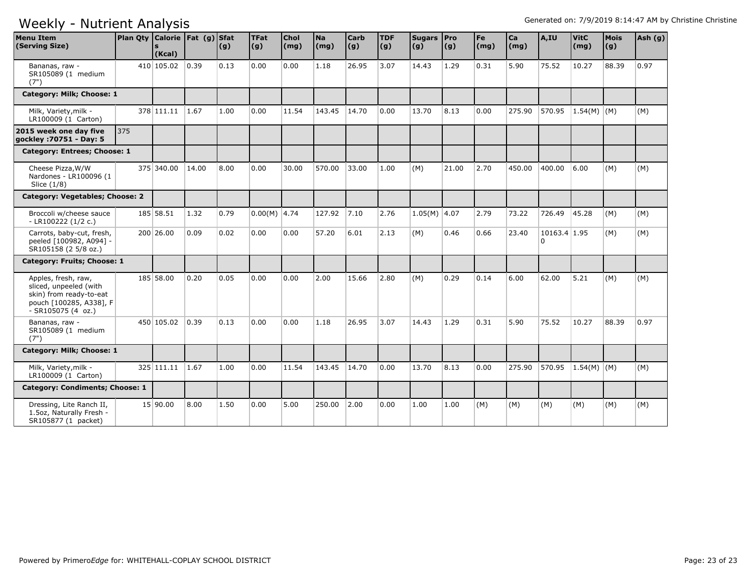# Weekly - Nutrient Analysis

Generated on: 7/9/2019 8:14:47 AM by Christine Christine

| Menu Item (Serving Size) | Plan Qty | Calories (Kcal) | Fat (g) | Sfat (g) | TFat (g) | Chol (mg) | Na (mg) | Carb (g) | TDF (g) | Sugars (g) | Pro (g) | Fe (mg) | Ca (mg) | A,IU | VitC (mg) | Mois (g) | Ash (g) |
|---|---|---|---|---|---|---|---|---|---|---|---|---|---|---|---|---|---|
| Bananas, raw - SR105089 (1 medium (7") | | 410 105.02 | 0.39 | 0.13 | 0.00 | 0.00 | 1.18 | 26.95 | 3.07 | 14.43 | 1.29 | 0.31 | 5.90 | 75.52 | 10.27 | 88.39 | 0.97 |
| **Category: Milk; Choose: 1** | | | | | | | | | | | | | | | | | |
| Milk, Variety,milk - LR100009 (1 Carton) | | 378 111.11 | 1.67 | 1.00 | 0.00 | 11.54 | 143.45 | 14.70 | 0.00 | 13.70 | 8.13 | 0.00 | 275.90 | 570.95 | 1.54(M) | (M) | (M) |
| **2015 week one day five gockley :70751 - Day: 5** | 375 | | | | | | | | | | | | | | | | |
| **Category: Entrees; Choose: 1** | | | | | | | | | | | | | | | | | |
| Cheese Pizza,W/W Nardones - LR100096 (1 Slice (1/8) | | 375 340.00 | 14.00 | 8.00 | 0.00 | 30.00 | 570.00 | 33.00 | 1.00 | (M) | 21.00 | 2.70 | 450.00 | 400.00 | 6.00 | (M) | (M) |
| **Category: Vegetables; Choose: 2** | | | | | | | | | | | | | | | | | |
| Broccoli w/cheese sauce - LR100222 (1/2 c.) | | 185 58.51 | 1.32 | 0.79 | 0.00(M) | 4.74 | 127.92 | 7.10 | 2.76 | 1.05(M) | 4.07 | 2.79 | 73.22 | 726.49 | 45.28 | (M) | (M) |
| Carrots, baby-cut, fresh, peeled [100982, A094] - SR105158 (2 5/8 oz.) | | 200 26.00 | 0.09 | 0.02 | 0.00 | 0.00 | 57.20 | 6.01 | 2.13 | (M) | 0.46 | 0.66 | 23.40 | 10163.40 | 1.95 | (M) | (M) |
| **Category: Fruits; Choose: 1** | | | | | | | | | | | | | | | | | |
| Apples, fresh, raw, sliced, unpeeled (with skin) from ready-to-eat pouch [100285, A338], F - SR105075 (4 oz.) | | 185 58.00 | 0.20 | 0.05 | 0.00 | 0.00 | 2.00 | 15.66 | 2.80 | (M) | 0.29 | 0.14 | 6.00 | 62.00 | 5.21 | (M) | (M) |
| Bananas, raw - SR105089 (1 medium (7") | | 450 105.02 | 0.39 | 0.13 | 0.00 | 0.00 | 1.18 | 26.95 | 3.07 | 14.43 | 1.29 | 0.31 | 5.90 | 75.52 | 10.27 | 88.39 | 0.97 |
| **Category: Milk; Choose: 1** | | | | | | | | | | | | | | | | | |
| Milk, Variety,milk - LR100009 (1 Carton) | | 325 111.11 | 1.67 | 1.00 | 0.00 | 11.54 | 143.45 | 14.70 | 0.00 | 13.70 | 8.13 | 0.00 | 275.90 | 570.95 | 1.54(M) | (M) | (M) |
| **Category: Condiments; Choose: 1** | | | | | | | | | | | | | | | | | |
| Dressing, Lite Ranch II, 1.5oz, Naturally Fresh - SR105877 (1 packet) | | 15 90.00 | 8.00 | 1.50 | 0.00 | 5.00 | 250.00 | 2.00 | 0.00 | 1.00 | 1.00 | (M) | (M) | (M) | (M) | (M) | (M) |

Powered by Primero*Edge* for: WHITEHALL-COPLAY SCHOOL DISTRICT